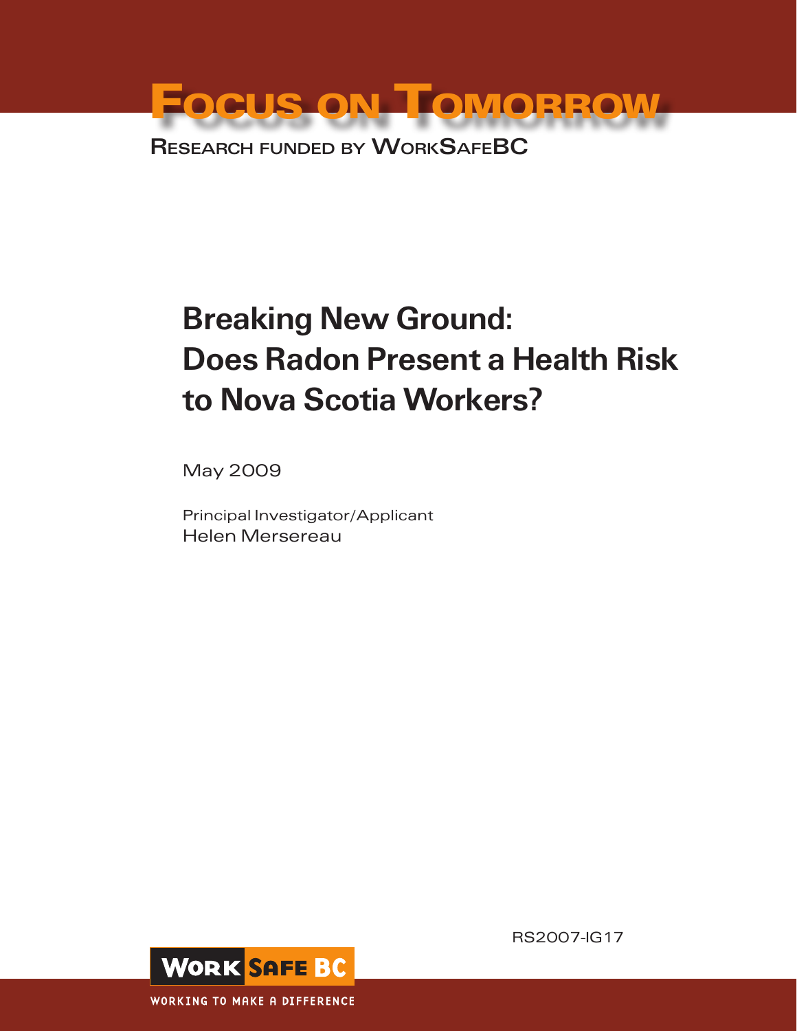# Focus on Tomorrow

Research funded by WorkSafeBC

# Breaking New Ground: Does Radon Present a Health Risk to Nova Scotia Workers?

May 2009

Principal Investigator/Applicant
Helen Mersereau

RS2007-IG17

WorkSafeBC

WORKING TO MAKE A DIFFERENCE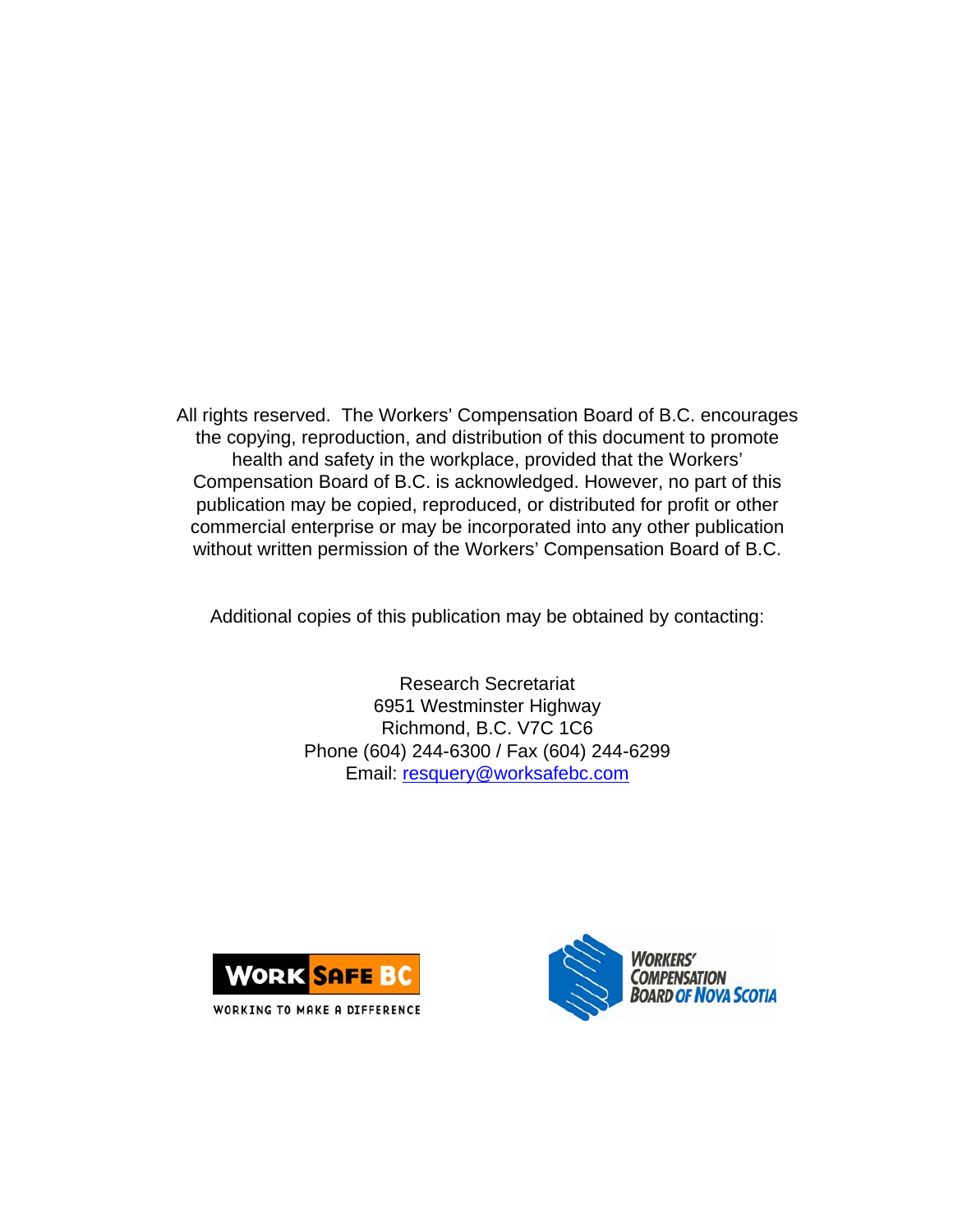All rights reserved. The Workers' Compensation Board of B.C. encourages the copying, reproduction, and distribution of this document to promote health and safety in the workplace, provided that the Workers' Compensation Board of B.C. is acknowledged. However, no part of this publication may be copied, reproduced, or distributed for profit or other commercial enterprise or may be incorporated into any other publication without written permission of the Workers' Compensation Board of B.C.

Additional copies of this publication may be obtained by contacting:

Research Secretariat
6951 Westminster Highway
Richmond, B.C. V7C 1C6
Phone (604) 244-6300 / Fax (604) 244-6299
Email: resquery@worksafebc.com

WorkSafe BC
WORKING TO MAKE A DIFFERENCE

Workers' Compensation Board of Nova Scotia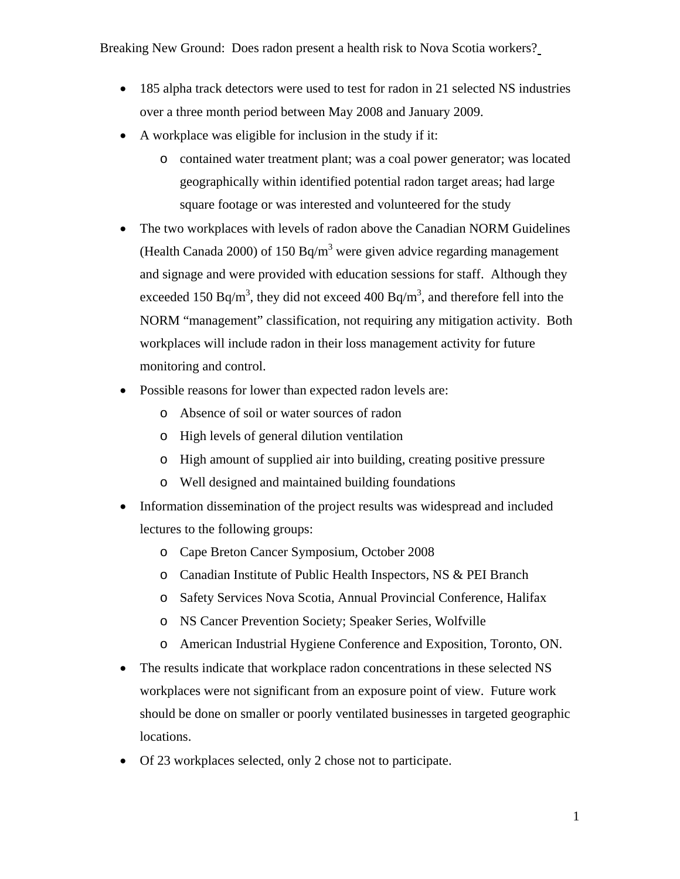- 185 alpha track detectors were used to test for radon in 21 selected NS industries over a three month period between May 2008 and January 2009.
- A workplace was eligible for inclusion in the study if it:
  - contained water treatment plant; was a coal power generator; was located geographically within identified potential radon target areas; had large square footage or was interested and volunteered for the study
- The two workplaces with levels of radon above the Canadian NORM Guidelines (Health Canada 2000) of 150 Bq/m$^3$ were given advice regarding management and signage and were provided with education sessions for staff. Although they exceeded 150 Bq/m$^3$, they did not exceed 400 Bq/m$^3$, and therefore fell into the NORM "management" classification, not requiring any mitigation activity. Both workplaces will include radon in their loss management activity for future monitoring and control.
- Possible reasons for lower than expected radon levels are:
  - Absence of soil or water sources of radon
  - High levels of general dilution ventilation
  - High amount of supplied air into building, creating positive pressure
  - Well designed and maintained building foundations
- Information dissemination of the project results was widespread and included lectures to the following groups:
  - Cape Breton Cancer Symposium, October 2008
  - Canadian Institute of Public Health Inspectors, NS & PEI Branch
  - Safety Services Nova Scotia, Annual Provincial Conference, Halifax
  - NS Cancer Prevention Society; Speaker Series, Wolfville
  - American Industrial Hygiene Conference and Exposition, Toronto, ON.
- The results indicate that workplace radon concentrations in these selected NS workplaces were not significant from an exposure point of view. Future work should be done on smaller or poorly ventilated businesses in targeted geographic locations.
- Of 23 workplaces selected, only 2 chose not to participate.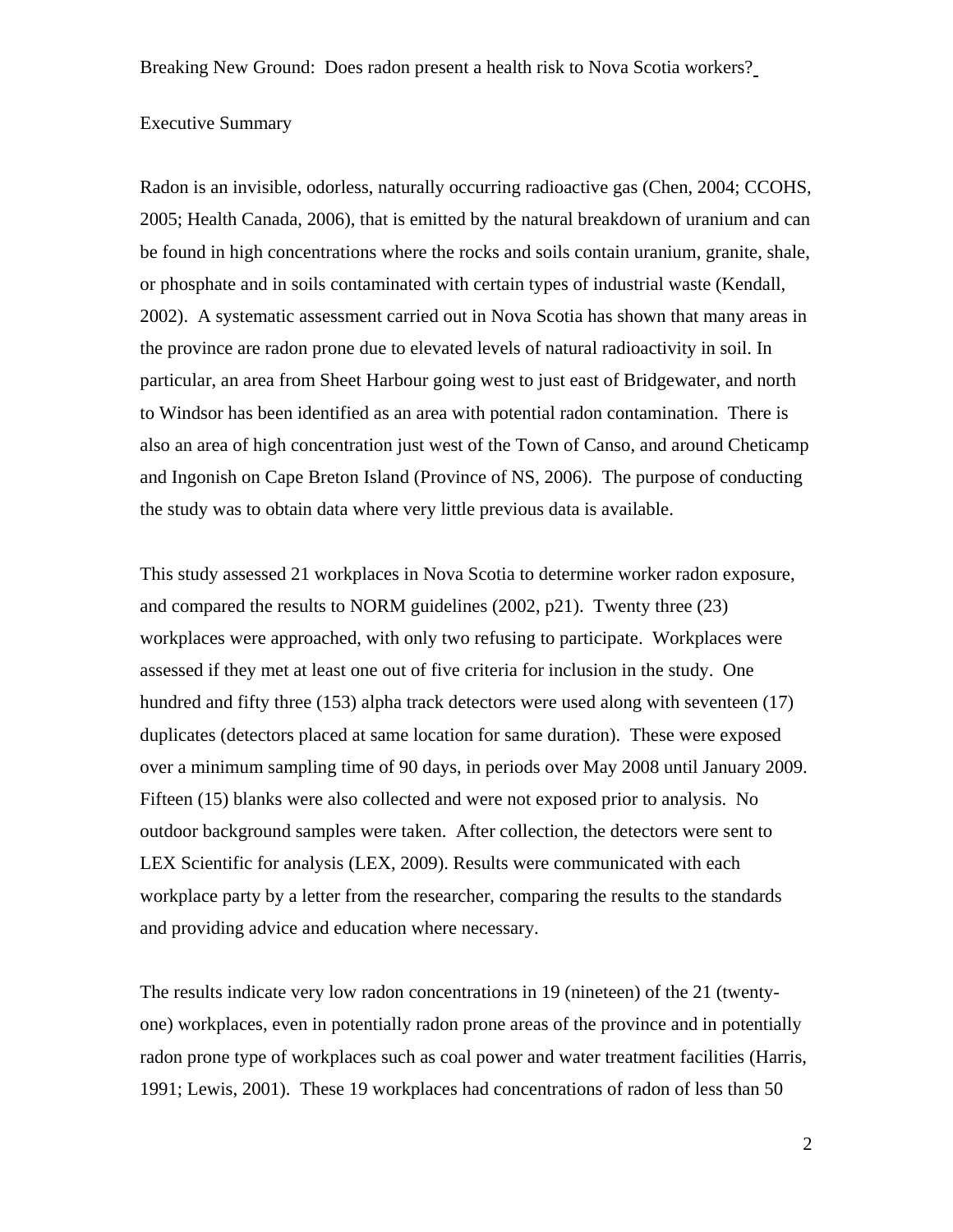Breaking New Ground: Does radon present a health risk to Nova Scotia workers?

## Executive Summary

Radon is an invisible, odorless, naturally occurring radioactive gas (Chen, 2004; CCOHS, 2005; Health Canada, 2006), that is emitted by the natural breakdown of uranium and can be found in high concentrations where the rocks and soils contain uranium, granite, shale, or phosphate and in soils contaminated with certain types of industrial waste (Kendall, 2002). A systematic assessment carried out in Nova Scotia has shown that many areas in the province are radon prone due to elevated levels of natural radioactivity in soil. In particular, an area from Sheet Harbour going west to just east of Bridgewater, and north to Windsor has been identified as an area with potential radon contamination. There is also an area of high concentration just west of the Town of Canso, and around Cheticamp and Ingonish on Cape Breton Island (Province of NS, 2006). The purpose of conducting the study was to obtain data where very little previous data is available.

This study assessed 21 workplaces in Nova Scotia to determine worker radon exposure, and compared the results to NORM guidelines (2002, p21). Twenty three (23) workplaces were approached, with only two refusing to participate. Workplaces were assessed if they met at least one out of five criteria for inclusion in the study. One hundred and fifty three (153) alpha track detectors were used along with seventeen (17) duplicates (detectors placed at same location for same duration). These were exposed over a minimum sampling time of 90 days, in periods over May 2008 until January 2009. Fifteen (15) blanks were also collected and were not exposed prior to analysis. No outdoor background samples were taken. After collection, the detectors were sent to LEX Scientific for analysis (LEX, 2009). Results were communicated with each workplace party by a letter from the researcher, comparing the results to the standards and providing advice and education where necessary.

The results indicate very low radon concentrations in 19 (nineteen) of the 21 (twenty-one) workplaces, even in potentially radon prone areas of the province and in potentially radon prone type of workplaces such as coal power and water treatment facilities (Harris, 1991; Lewis, 2001). These 19 workplaces had concentrations of radon of less than 50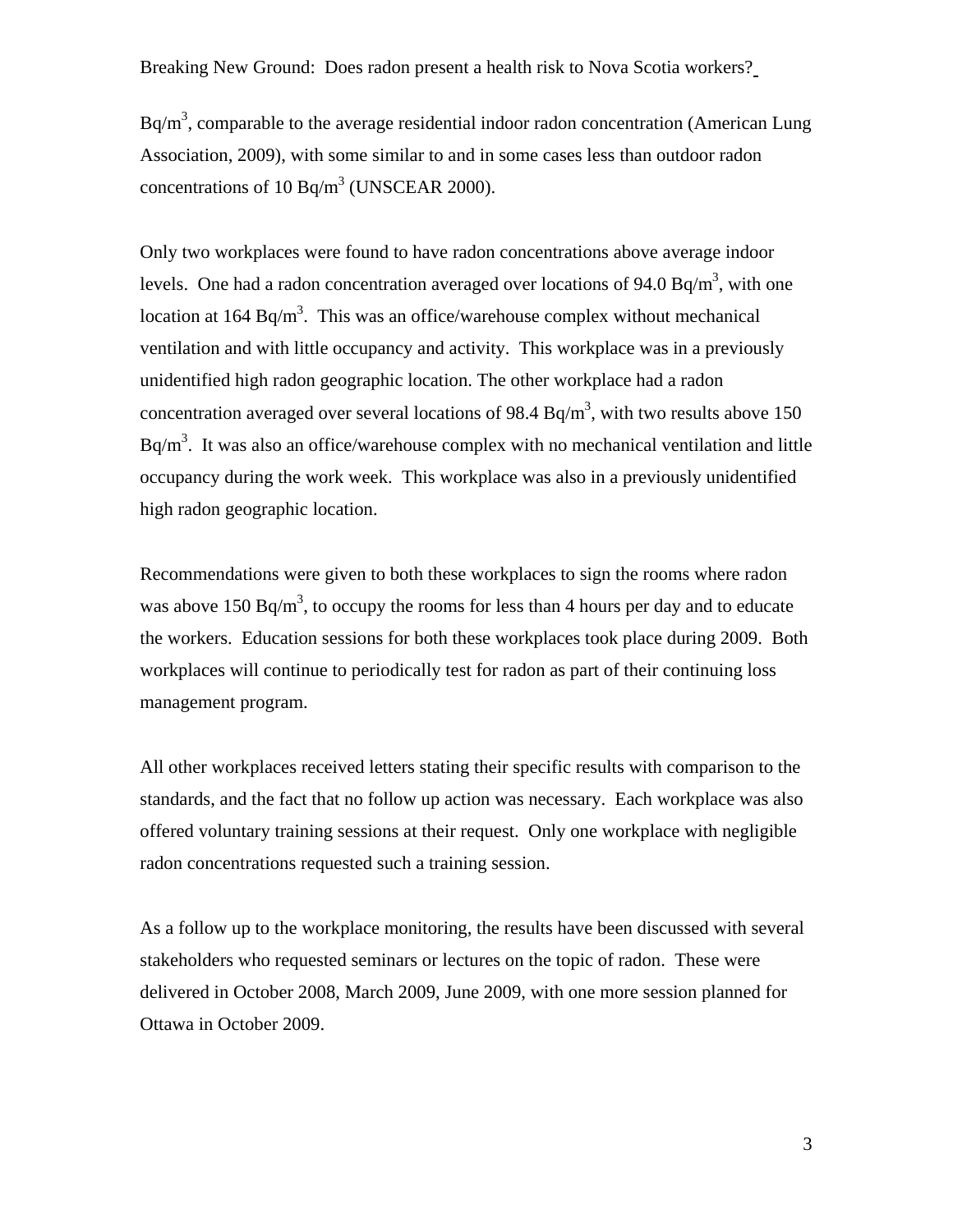$Bq/m^3$, comparable to the average residential indoor radon concentration (American Lung Association, 2009), with some similar to and in some cases less than outdoor radon concentrations of 10 $Bq/m^3$ (UNSCEAR 2000).

Only two workplaces were found to have radon concentrations above average indoor levels. One had a radon concentration averaged over locations of 94.0 $Bq/m^3$, with one location at 164 $Bq/m^3$. This was an office/warehouse complex without mechanical ventilation and with little occupancy and activity. This workplace was in a previously unidentified high radon geographic location. The other workplace had a radon concentration averaged over several locations of 98.4 $Bq/m^3$, with two results above 150 $Bq/m^3$. It was also an office/warehouse complex with no mechanical ventilation and little occupancy during the work week. This workplace was also in a previously unidentified high radon geographic location.

Recommendations were given to both these workplaces to sign the rooms where radon was above 150 $Bq/m^3$, to occupy the rooms for less than 4 hours per day and to educate the workers. Education sessions for both these workplaces took place during 2009. Both workplaces will continue to periodically test for radon as part of their continuing loss management program.

All other workplaces received letters stating their specific results with comparison to the standards, and the fact that no follow up action was necessary. Each workplace was also offered voluntary training sessions at their request. Only one workplace with negligible radon concentrations requested such a training session.

As a follow up to the workplace monitoring, the results have been discussed with several stakeholders who requested seminars or lectures on the topic of radon. These were delivered in October 2008, March 2009, June 2009, with one more session planned for Ottawa in October 2009.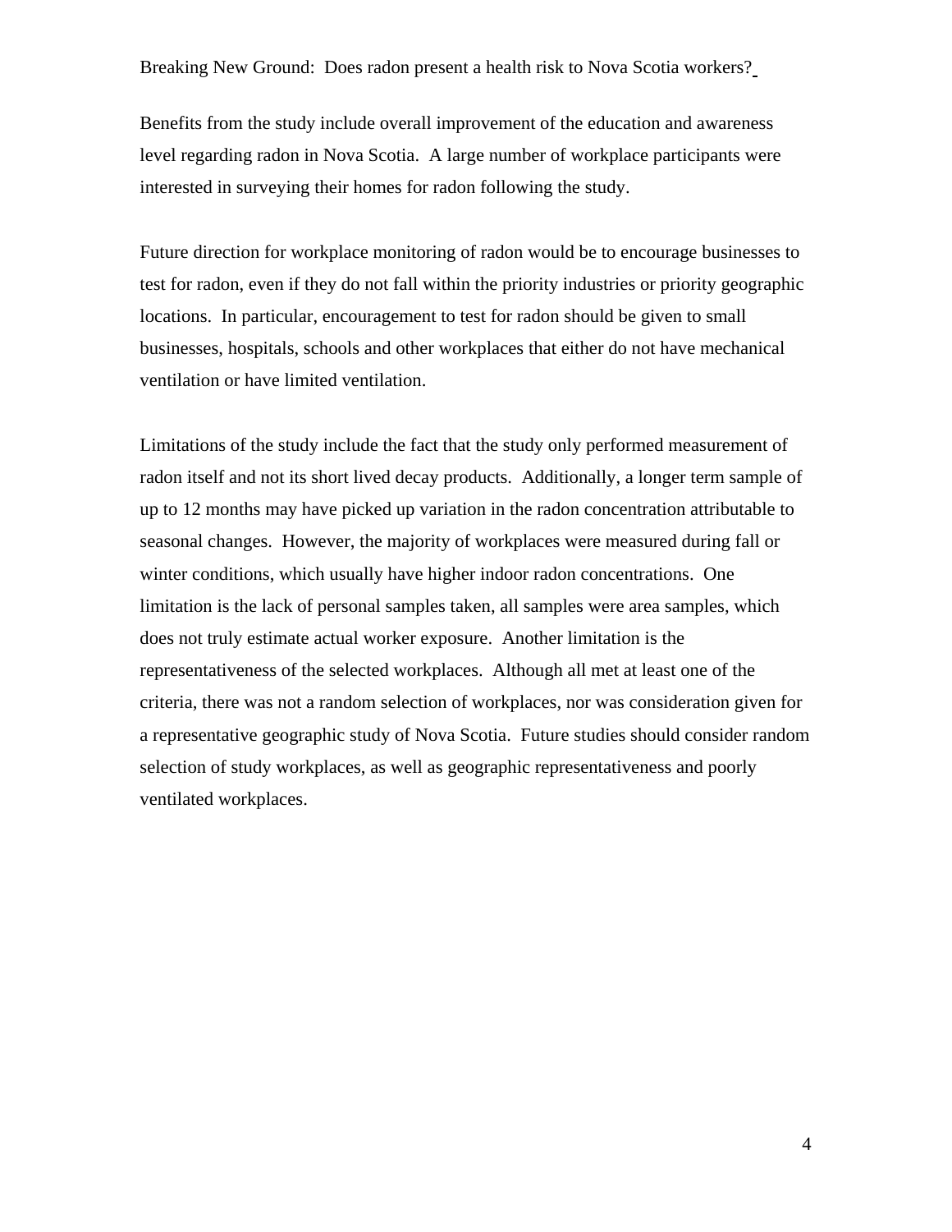Benefits from the study include overall improvement of the education and awareness level regarding radon in Nova Scotia. A large number of workplace participants were interested in surveying their homes for radon following the study.

Future direction for workplace monitoring of radon would be to encourage businesses to test for radon, even if they do not fall within the priority industries or priority geographic locations. In particular, encouragement to test for radon should be given to small businesses, hospitals, schools and other workplaces that either do not have mechanical ventilation or have limited ventilation.

Limitations of the study include the fact that the study only performed measurement of radon itself and not its short lived decay products. Additionally, a longer term sample of up to 12 months may have picked up variation in the radon concentration attributable to seasonal changes. However, the majority of workplaces were measured during fall or winter conditions, which usually have higher indoor radon concentrations. One limitation is the lack of personal samples taken, all samples were area samples, which does not truly estimate actual worker exposure. Another limitation is the representativeness of the selected workplaces. Although all met at least one of the criteria, there was not a random selection of workplaces, nor was consideration given for a representative geographic study of Nova Scotia. Future studies should consider random selection of study workplaces, as well as geographic representativeness and poorly ventilated workplaces.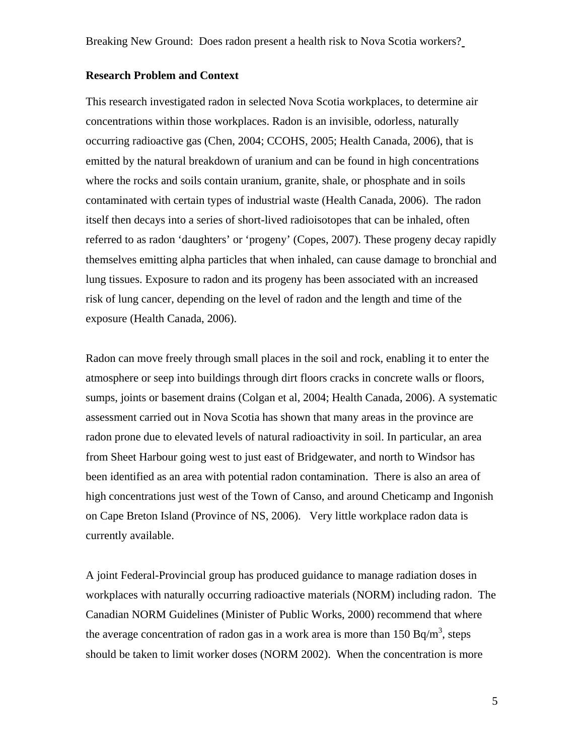Breaking New Ground: Does radon present a health risk to Nova Scotia workers?

**Research Problem and Context**

This research investigated radon in selected Nova Scotia workplaces, to determine air concentrations within those workplaces. Radon is an invisible, odorless, naturally occurring radioactive gas (Chen, 2004; CCOHS, 2005; Health Canada, 2006), that is emitted by the natural breakdown of uranium and can be found in high concentrations where the rocks and soils contain uranium, granite, shale, or phosphate and in soils contaminated with certain types of industrial waste (Health Canada, 2006). The radon itself then decays into a series of short-lived radioisotopes that can be inhaled, often referred to as radon 'daughters' or 'progeny' (Copes, 2007). These progeny decay rapidly themselves emitting alpha particles that when inhaled, can cause damage to bronchial and lung tissues. Exposure to radon and its progeny has been associated with an increased risk of lung cancer, depending on the level of radon and the length and time of the exposure (Health Canada, 2006).

Radon can move freely through small places in the soil and rock, enabling it to enter the atmosphere or seep into buildings through dirt floors cracks in concrete walls or floors, sumps, joints or basement drains (Colgan et al, 2004; Health Canada, 2006). A systematic assessment carried out in Nova Scotia has shown that many areas in the province are radon prone due to elevated levels of natural radioactivity in soil. In particular, an area from Sheet Harbour going west to just east of Bridgewater, and north to Windsor has been identified as an area with potential radon contamination. There is also an area of high concentrations just west of the Town of Canso, and around Cheticamp and Ingonish on Cape Breton Island (Province of NS, 2006). Very little workplace radon data is currently available.

A joint Federal-Provincial group has produced guidance to manage radiation doses in workplaces with naturally occurring radioactive materials (NORM) including radon. The Canadian NORM Guidelines (Minister of Public Works, 2000) recommend that where the average concentration of radon gas in a work area is more than 150 $Bq/m^3$, steps should be taken to limit worker doses (NORM 2002). When the concentration is more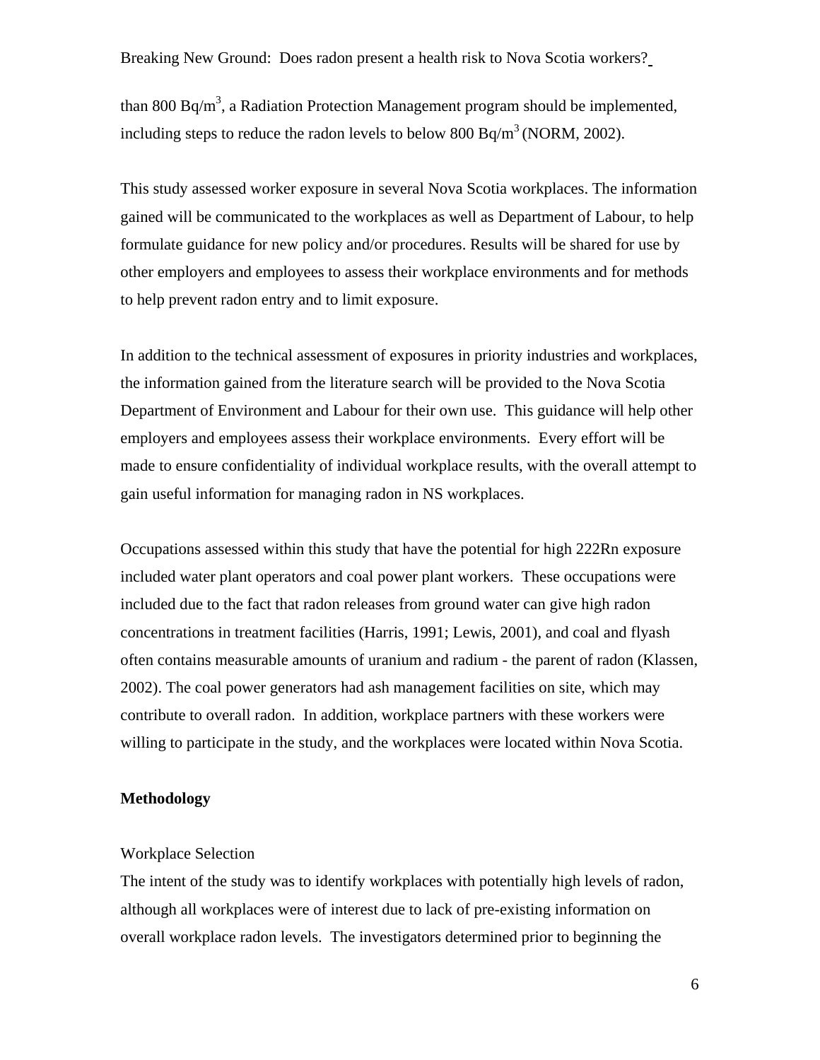than 800 $Bq/m^3$, a Radiation Protection Management program should be implemented, including steps to reduce the radon levels to below 800 $Bq/m^3$ (NORM, 2002).

This study assessed worker exposure in several Nova Scotia workplaces. The information gained will be communicated to the workplaces as well as Department of Labour, to help formulate guidance for new policy and/or procedures. Results will be shared for use by other employers and employees to assess their workplace environments and for methods to help prevent radon entry and to limit exposure.

In addition to the technical assessment of exposures in priority industries and workplaces, the information gained from the literature search will be provided to the Nova Scotia Department of Environment and Labour for their own use. This guidance will help other employers and employees assess their workplace environments. Every effort will be made to ensure confidentiality of individual workplace results, with the overall attempt to gain useful information for managing radon in NS workplaces.

Occupations assessed within this study that have the potential for high 222Rn exposure included water plant operators and coal power plant workers. These occupations were included due to the fact that radon releases from ground water can give high radon concentrations in treatment facilities (Harris, 1991; Lewis, 2001), and coal and flyash often contains measurable amounts of uranium and radium - the parent of radon (Klassen, 2002). The coal power generators had ash management facilities on site, which may contribute to overall radon. In addition, workplace partners with these workers were willing to participate in the study, and the workplaces were located within Nova Scotia.

**Methodology**

Workplace Selection

The intent of the study was to identify workplaces with potentially high levels of radon, although all workplaces were of interest due to lack of pre-existing information on overall workplace radon levels. The investigators determined prior to beginning the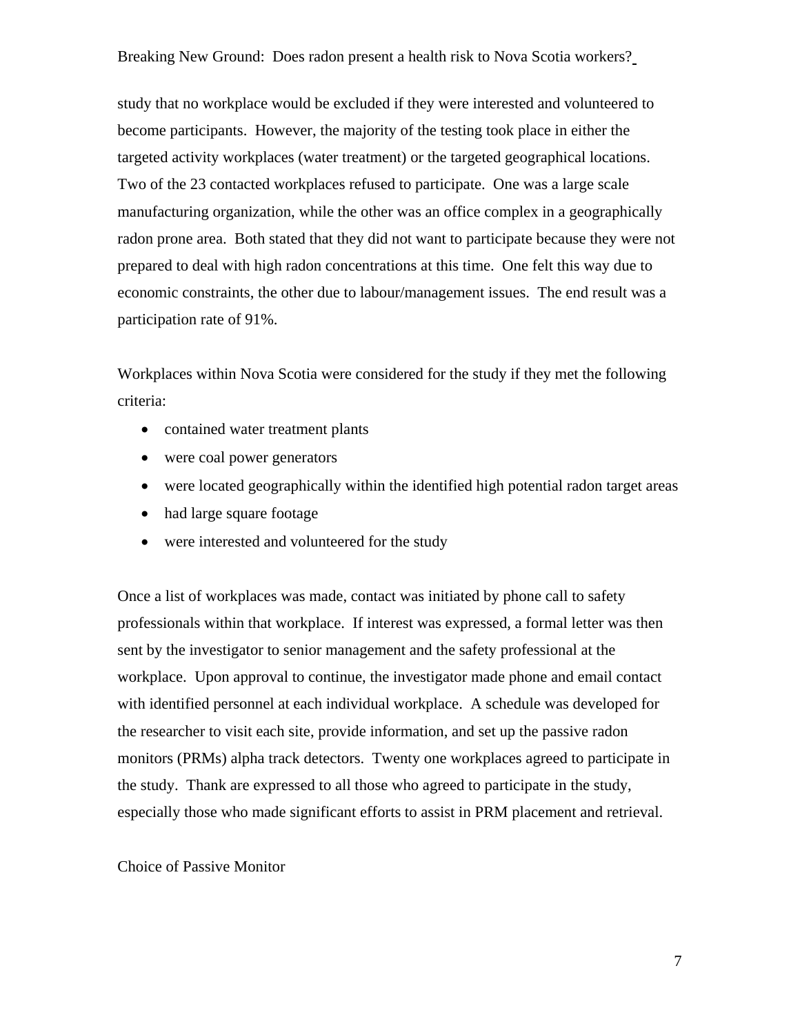study that no workplace would be excluded if they were interested and volunteered to become participants. However, the majority of the testing took place in either the targeted activity workplaces (water treatment) or the targeted geographical locations. Two of the 23 contacted workplaces refused to participate. One was a large scale manufacturing organization, while the other was an office complex in a geographically radon prone area. Both stated that they did not want to participate because they were not prepared to deal with high radon concentrations at this time. One felt this way due to economic constraints, the other due to labour/management issues. The end result was a participation rate of 91%.

Workplaces within Nova Scotia were considered for the study if they met the following criteria:

- contained water treatment plants
- were coal power generators
- were located geographically within the identified high potential radon target areas
- had large square footage
- were interested and volunteered for the study

Once a list of workplaces was made, contact was initiated by phone call to safety professionals within that workplace. If interest was expressed, a formal letter was then sent by the investigator to senior management and the safety professional at the workplace. Upon approval to continue, the investigator made phone and email contact with identified personnel at each individual workplace. A schedule was developed for the researcher to visit each site, provide information, and set up the passive radon monitors (PRMs) alpha track detectors. Twenty one workplaces agreed to participate in the study. Thank are expressed to all those who agreed to participate in the study, especially those who made significant efforts to assist in PRM placement and retrieval.

## Choice of Passive Monitor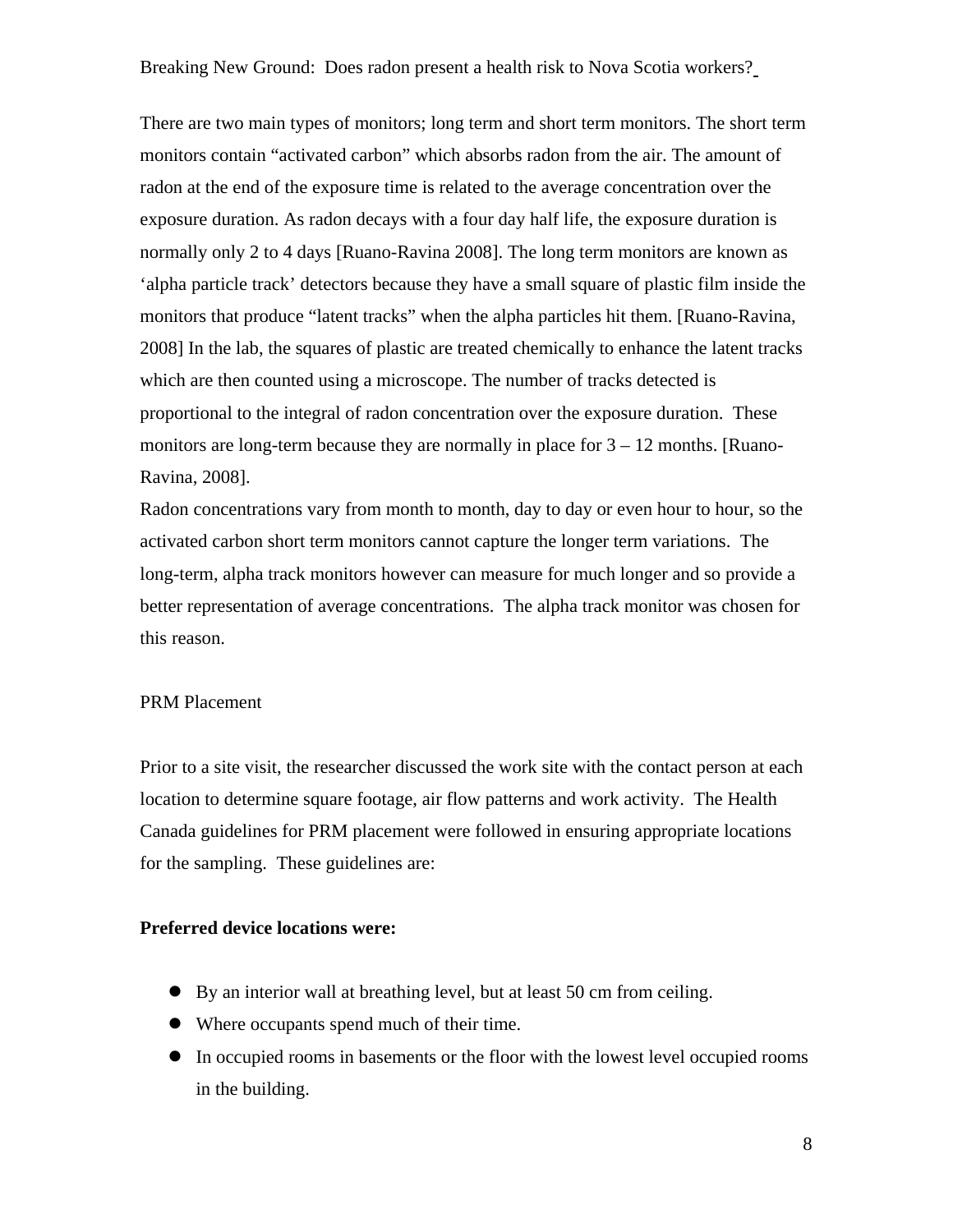There are two main types of monitors; long term and short term monitors. The short term monitors contain "activated carbon" which absorbs radon from the air. The amount of radon at the end of the exposure time is related to the average concentration over the exposure duration. As radon decays with a four day half life, the exposure duration is normally only 2 to 4 days [Ruano-Ravina 2008]. The long term monitors are known as 'alpha particle track' detectors because they have a small square of plastic film inside the monitors that produce "latent tracks" when the alpha particles hit them. [Ruano-Ravina, 2008] In the lab, the squares of plastic are treated chemically to enhance the latent tracks which are then counted using a microscope. The number of tracks detected is proportional to the integral of radon concentration over the exposure duration. These monitors are long-term because they are normally in place for 3 – 12 months. [Ruano-Ravina, 2008].

Radon concentrations vary from month to month, day to day or even hour to hour, so the activated carbon short term monitors cannot capture the longer term variations. The long-term, alpha track monitors however can measure for much longer and so provide a better representation of average concentrations. The alpha track monitor was chosen for this reason.

PRM Placement

Prior to a site visit, the researcher discussed the work site with the contact person at each location to determine square footage, air flow patterns and work activity. The Health Canada guidelines for PRM placement were followed in ensuring appropriate locations for the sampling. These guidelines are:

**Preferred device locations were:**

- By an interior wall at breathing level, but at least 50 cm from ceiling.
- Where occupants spend much of their time.
- In occupied rooms in basements or the floor with the lowest level occupied rooms in the building.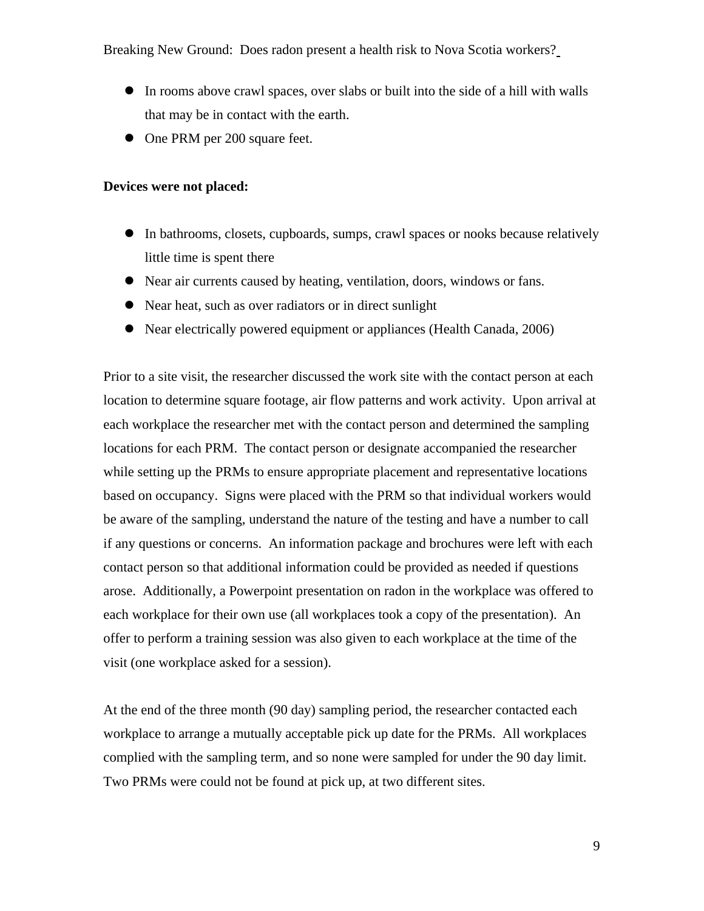- In rooms above crawl spaces, over slabs or built into the side of a hill with walls that may be in contact with the earth.
- One PRM per 200 square feet.

**Devices were not placed:**

- In bathrooms, closets, cupboards, sumps, crawl spaces or nooks because relatively little time is spent there
- Near air currents caused by heating, ventilation, doors, windows or fans.
- Near heat, such as over radiators or in direct sunlight
- Near electrically powered equipment or appliances (Health Canada, 2006)

Prior to a site visit, the researcher discussed the work site with the contact person at each location to determine square footage, air flow patterns and work activity. Upon arrival at each workplace the researcher met with the contact person and determined the sampling locations for each PRM. The contact person or designate accompanied the researcher while setting up the PRMs to ensure appropriate placement and representative locations based on occupancy. Signs were placed with the PRM so that individual workers would be aware of the sampling, understand the nature of the testing and have a number to call if any questions or concerns. An information package and brochures were left with each contact person so that additional information could be provided as needed if questions arose. Additionally, a Powerpoint presentation on radon in the workplace was offered to each workplace for their own use (all workplaces took a copy of the presentation). An offer to perform a training session was also given to each workplace at the time of the visit (one workplace asked for a session).

At the end of the three month (90 day) sampling period, the researcher contacted each workplace to arrange a mutually acceptable pick up date for the PRMs. All workplaces complied with the sampling term, and so none were sampled for under the 90 day limit. Two PRMs were could not be found at pick up, at two different sites.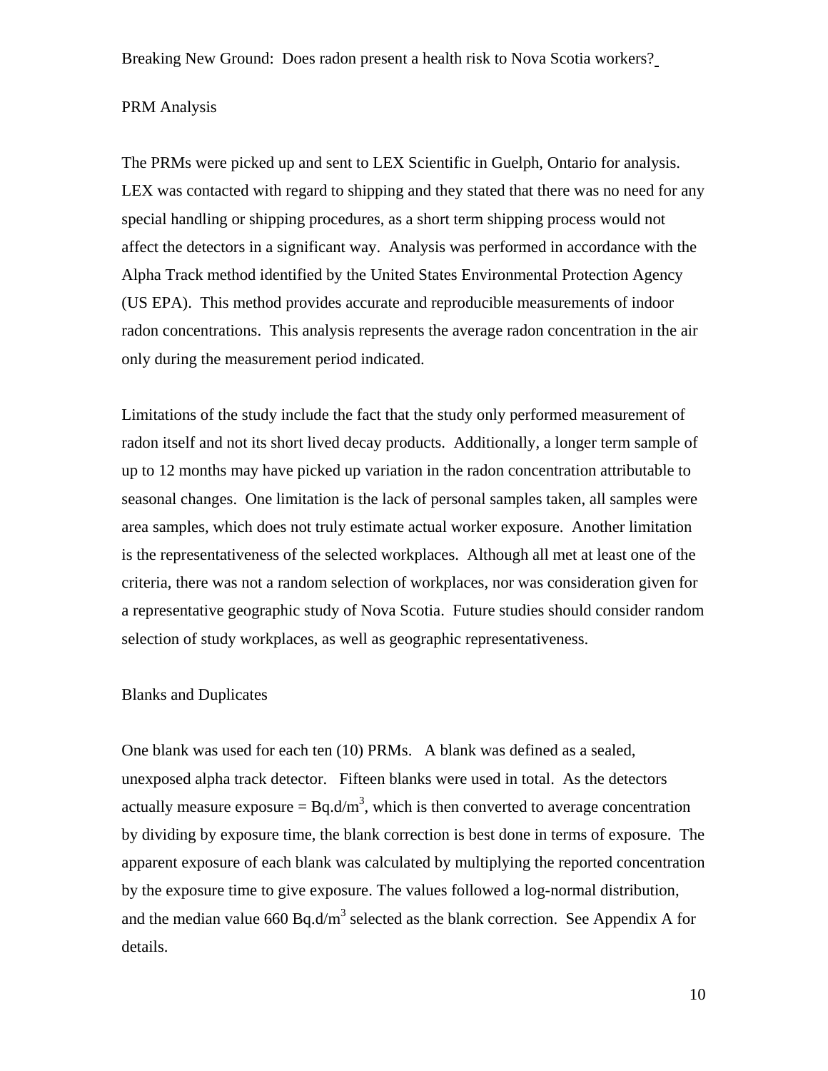## PRM Analysis

The PRMs were picked up and sent to LEX Scientific in Guelph, Ontario for analysis. LEX was contacted with regard to shipping and they stated that there was no need for any special handling or shipping procedures, as a short term shipping process would not affect the detectors in a significant way. Analysis was performed in accordance with the Alpha Track method identified by the United States Environmental Protection Agency (US EPA). This method provides accurate and reproducible measurements of indoor radon concentrations. This analysis represents the average radon concentration in the air only during the measurement period indicated.

Limitations of the study include the fact that the study only performed measurement of radon itself and not its short lived decay products. Additionally, a longer term sample of up to 12 months may have picked up variation in the radon concentration attributable to seasonal changes. One limitation is the lack of personal samples taken, all samples were area samples, which does not truly estimate actual worker exposure. Another limitation is the representativeness of the selected workplaces. Although all met at least one of the criteria, there was not a random selection of workplaces, nor was consideration given for a representative geographic study of Nova Scotia. Future studies should consider random selection of study workplaces, as well as geographic representativeness.

## Blanks and Duplicates

One blank was used for each ten (10) PRMs. A blank was defined as a sealed, unexposed alpha track detector. Fifteen blanks were used in total. As the detectors actually measure exposure = $Bq.d/m^3$, which is then converted to average concentration by dividing by exposure time, the blank correction is best done in terms of exposure. The apparent exposure of each blank was calculated by multiplying the reported concentration by the exposure time to give exposure. The values followed a log-normal distribution, and the median value 660 $Bq.d/m^3$ selected as the blank correction. See Appendix A for details.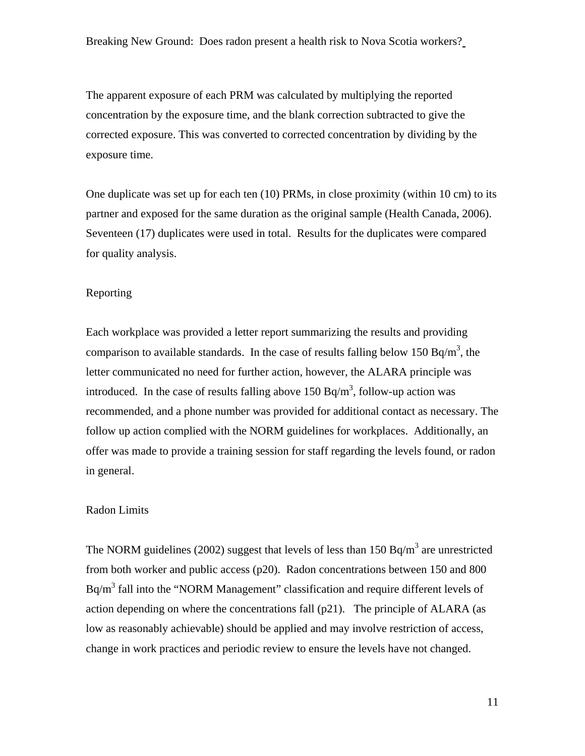The apparent exposure of each PRM was calculated by multiplying the reported concentration by the exposure time, and the blank correction subtracted to give the corrected exposure. This was converted to corrected concentration by dividing by the exposure time.

One duplicate was set up for each ten (10) PRMs, in close proximity (within 10 cm) to its partner and exposed for the same duration as the original sample (Health Canada, 2006). Seventeen (17) duplicates were used in total. Results for the duplicates were compared for quality analysis.

## Reporting

Each workplace was provided a letter report summarizing the results and providing comparison to available standards. In the case of results falling below 150 Bq/m$^3$, the letter communicated no need for further action, however, the ALARA principle was introduced. In the case of results falling above 150 Bq/m$^3$, follow-up action was recommended, and a phone number was provided for additional contact as necessary. The follow up action complied with the NORM guidelines for workplaces. Additionally, an offer was made to provide a training session for staff regarding the levels found, or radon in general.

## Radon Limits

The NORM guidelines (2002) suggest that levels of less than 150 Bq/m$^3$ are unrestricted from both worker and public access (p20). Radon concentrations between 150 and 800 Bq/m$^3$ fall into the "NORM Management" classification and require different levels of action depending on where the concentrations fall (p21). The principle of ALARA (as low as reasonably achievable) should be applied and may involve restriction of access, change in work practices and periodic review to ensure the levels have not changed.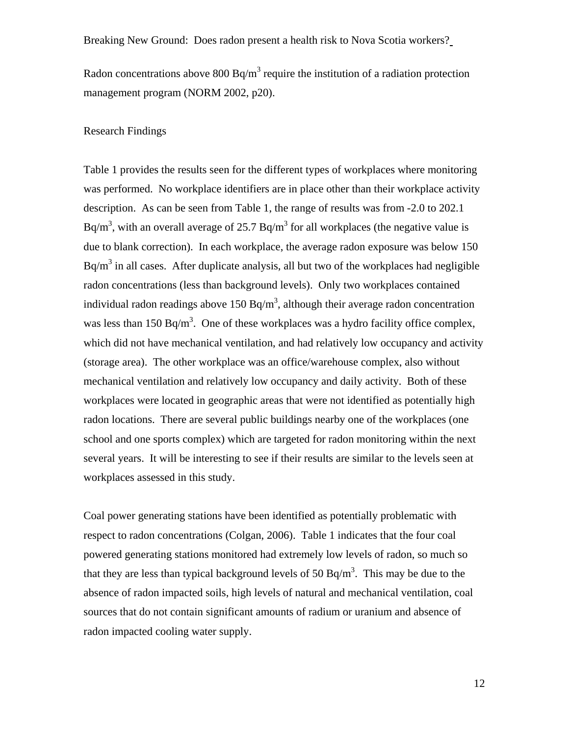Radon concentrations above 800 $Bq/m^3$ require the institution of a radiation protection management program (NORM 2002, p20).

## Research Findings

Table 1 provides the results seen for the different types of workplaces where monitoring was performed. No workplace identifiers are in place other than their workplace activity description. As can be seen from Table 1, the range of results was from -2.0 to 202.1 $Bq/m^3$, with an overall average of 25.7 $Bq/m^3$ for all workplaces (the negative value is due to blank correction). In each workplace, the average radon exposure was below 150 $Bq/m^3$ in all cases. After duplicate analysis, all but two of the workplaces had negligible radon concentrations (less than background levels). Only two workplaces contained individual radon readings above 150 $Bq/m^3$, although their average radon concentration was less than 150 $Bq/m^3$. One of these workplaces was a hydro facility office complex, which did not have mechanical ventilation, and had relatively low occupancy and activity (storage area). The other workplace was an office/warehouse complex, also without mechanical ventilation and relatively low occupancy and daily activity. Both of these workplaces were located in geographic areas that were not identified as potentially high radon locations. There are several public buildings nearby one of the workplaces (one school and one sports complex) which are targeted for radon monitoring within the next several years. It will be interesting to see if their results are similar to the levels seen at workplaces assessed in this study.

Coal power generating stations have been identified as potentially problematic with respect to radon concentrations (Colgan, 2006). Table 1 indicates that the four coal powered generating stations monitored had extremely low levels of radon, so much so that they are less than typical background levels of 50 $Bq/m^3$. This may be due to the absence of radon impacted soils, high levels of natural and mechanical ventilation, coal sources that do not contain significant amounts of radium or uranium and absence of radon impacted cooling water supply.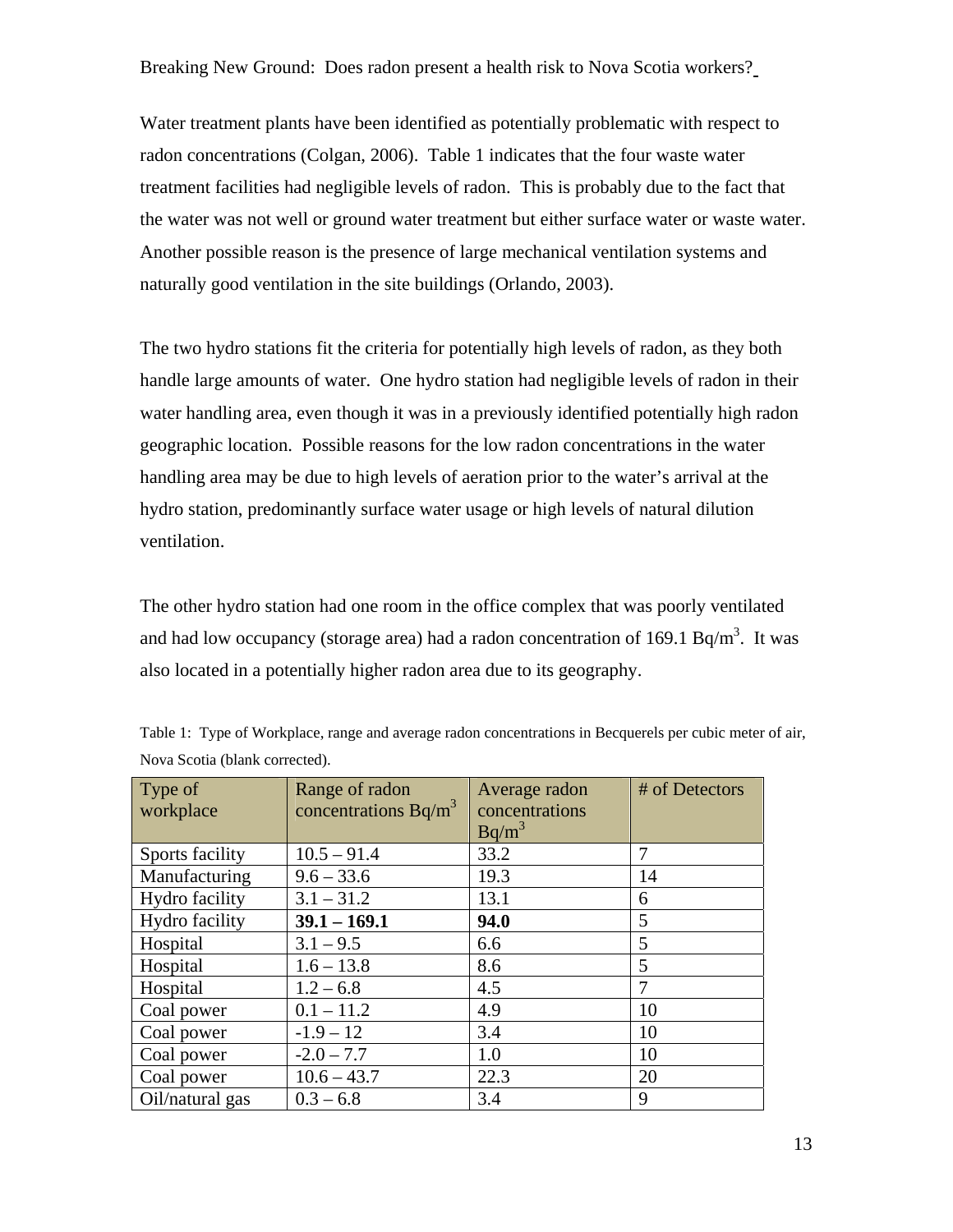Water treatment plants have been identified as potentially problematic with respect to radon concentrations (Colgan, 2006). Table 1 indicates that the four waste water treatment facilities had negligible levels of radon. This is probably due to the fact that the water was not well or ground water treatment but either surface water or waste water. Another possible reason is the presence of large mechanical ventilation systems and naturally good ventilation in the site buildings (Orlando, 2003).

The two hydro stations fit the criteria for potentially high levels of radon, as they both handle large amounts of water. One hydro station had negligible levels of radon in their water handling area, even though it was in a previously identified potentially high radon geographic location. Possible reasons for the low radon concentrations in the water handling area may be due to high levels of aeration prior to the water's arrival at the hydro station, predominantly surface water usage or high levels of natural dilution ventilation.

The other hydro station had one room in the office complex that was poorly ventilated and had low occupancy (storage area) had a radon concentration of 169.1 Bq/m$^3$. It was also located in a potentially higher radon area due to its geography.

Table 1: Type of Workplace, range and average radon concentrations in Becquerels per cubic meter of air, Nova Scotia (blank corrected).

| Type of workplace | Range of radon concentrations Bq/m$^3$ | Average radon concentrations Bq/m$^3$ | # of Detectors |
|---|---|---|---|
| Sports facility | 10.5 – 91.4 | 33.2 | 7 |
| Manufacturing | 9.6 – 33.6 | 19.3 | 14 |
| Hydro facility | 3.1 – 31.2 | 13.1 | 6 |
| Hydro facility | **39.1 – 169.1** | **94.0** | 5 |
| Hospital | 3.1 – 9.5 | 6.6 | 5 |
| Hospital | 1.6 – 13.8 | 8.6 | 5 |
| Hospital | 1.2 – 6.8 | 4.5 | 7 |
| Coal power | 0.1 – 11.2 | 4.9 | 10 |
| Coal power | -1.9 – 12 | 3.4 | 10 |
| Coal power | -2.0 – 7.7 | 1.0 | 10 |
| Coal power | 10.6 – 43.7 | 22.3 | 20 |
| Oil/natural gas | 0.3 – 6.8 | 3.4 | 9 |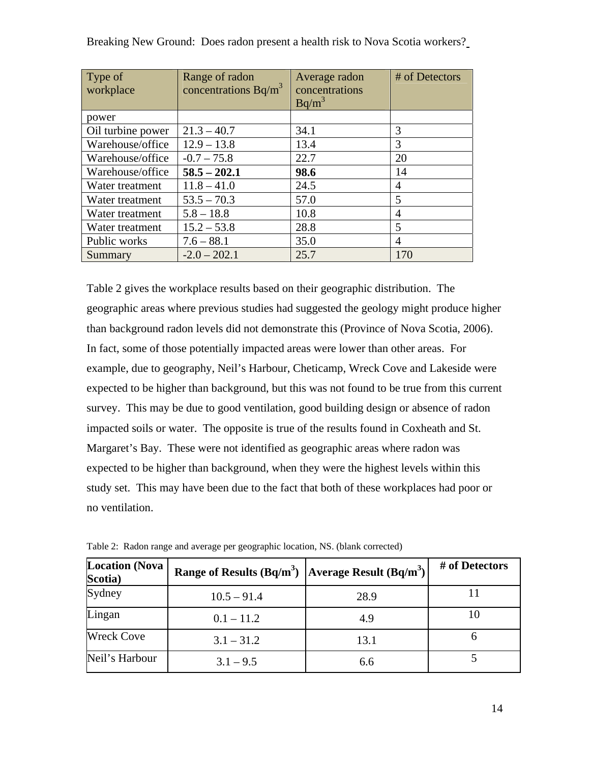| Type of workplace | Range of radon concentrations $Bq/m^3$ | Average radon concentrations $Bq/m^3$ | # of Detectors |
|---|---|---|---|
| power | | | |
| Oil turbine power | 21.3 – 40.7 | 34.1 | 3 |
| Warehouse/office | 12.9 – 13.8 | 13.4 | 3 |
| Warehouse/office | -0.7 – 75.8 | 22.7 | 20 |
| Warehouse/office | **58.5 – 202.1** | **98.6** | 14 |
| Water treatment | 11.8 – 41.0 | 24.5 | 4 |
| Water treatment | 53.5 – 70.3 | 57.0 | 5 |
| Water treatment | 5.8 – 18.8 | 10.8 | 4 |
| Water treatment | 15.2 – 53.8 | 28.8 | 5 |
| Public works | 7.6 – 88.1 | 35.0 | 4 |
| Summary | -2.0 – 202.1 | 25.7 | 170 |

Table 2 gives the workplace results based on their geographic distribution. The geographic areas where previous studies had suggested the geology might produce higher than background radon levels did not demonstrate this (Province of Nova Scotia, 2006). In fact, some of those potentially impacted areas were lower than other areas. For example, due to geography, Neil's Harbour, Cheticamp, Wreck Cove and Lakeside were expected to be higher than background, but this was not found to be true from this current survey. This may be due to good ventilation, good building design or absence of radon impacted soils or water. The opposite is true of the results found in Coxheath and St. Margaret's Bay. These were not identified as geographic areas where radon was expected to be higher than background, when they were the highest levels within this study set. This may have been due to the fact that both of these workplaces had poor or no ventilation.

Table 2: Radon range and average per geographic location, NS. (blank corrected)

| Location (Nova Scotia) | Range of Results ($Bq/m^3$) | Average Result ($Bq/m^3$) | # of Detectors |
|---|---|---|---|
| Sydney | 10.5 – 91.4 | 28.9 | 11 |
| Lingan | 0.1 – 11.2 | 4.9 | 10 |
| Wreck Cove | 3.1 – 31.2 | 13.1 | 6 |
| Neil's Harbour | 3.1 – 9.5 | 6.6 | 5 |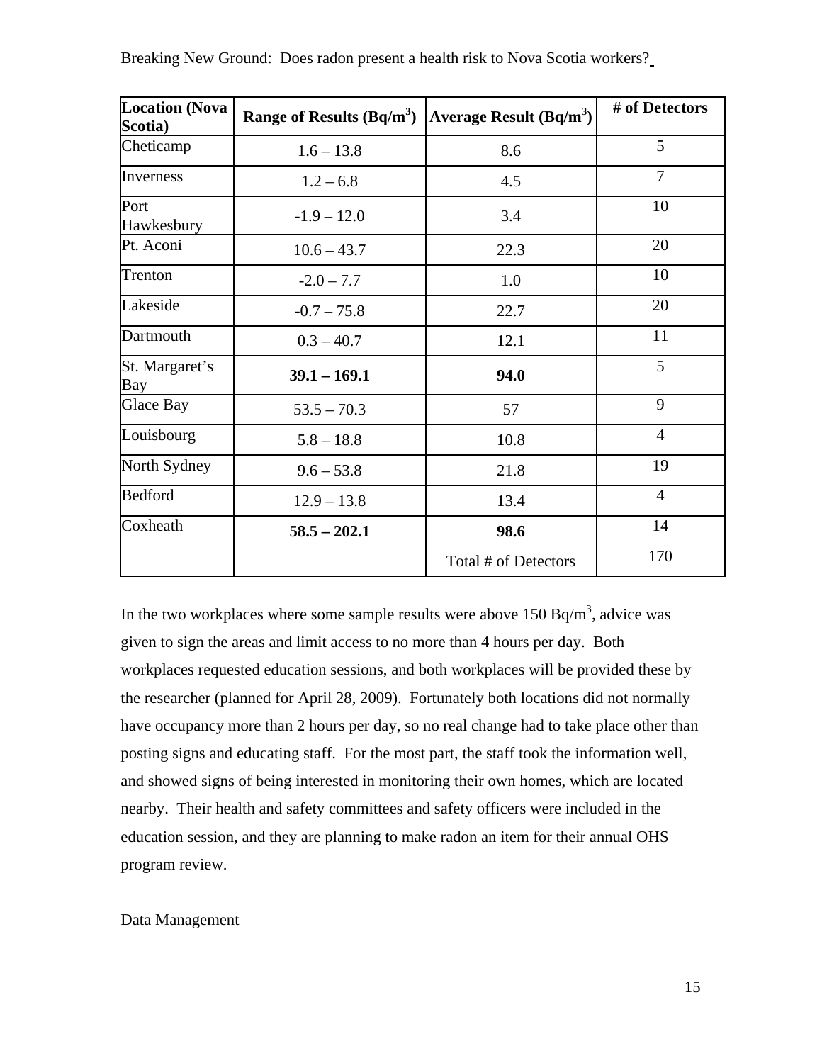| Location (Nova Scotia) | Range of Results (Bq/m$^3$) | Average Result (Bq/m$^3$) | # of Detectors |
|---|---|---|---|
| Cheticamp | 1.6 – 13.8 | 8.6 | 5 |
| Inverness | 1.2 – 6.8 | 4.5 | 7 |
| Port Hawkesbury | -1.9 – 12.0 | 3.4 | 10 |
| Pt. Aconi | 10.6 – 43.7 | 22.3 | 20 |
| Trenton | -2.0 – 7.7 | 1.0 | 10 |
| Lakeside | -0.7 – 75.8 | 22.7 | 20 |
| Dartmouth | 0.3 – 40.7 | 12.1 | 11 |
| St. Margaret's Bay | **39.1 – 169.1** | **94.0** | 5 |
| Glace Bay | 53.5 – 70.3 | 57 | 9 |
| Louisbourg | 5.8 – 18.8 | 10.8 | 4 |
| North Sydney | 9.6 – 53.8 | 21.8 | 19 |
| Bedford | 12.9 – 13.8 | 13.4 | 4 |
| Coxheath | **58.5 – 202.1** | **98.6** | 14 |
| | | Total # of Detectors | 170 |

In the two workplaces where some sample results were above 150 Bq/m$^3$, advice was given to sign the areas and limit access to no more than 4 hours per day. Both workplaces requested education sessions, and both workplaces will be provided these by the researcher (planned for April 28, 2009). Fortunately both locations did not normally have occupancy more than 2 hours per day, so no real change had to take place other than posting signs and educating staff. For the most part, the staff took the information well, and showed signs of being interested in monitoring their own homes, which are located nearby. Their health and safety committees and safety officers were included in the education session, and they are planning to make radon an item for their annual OHS program review.

Data Management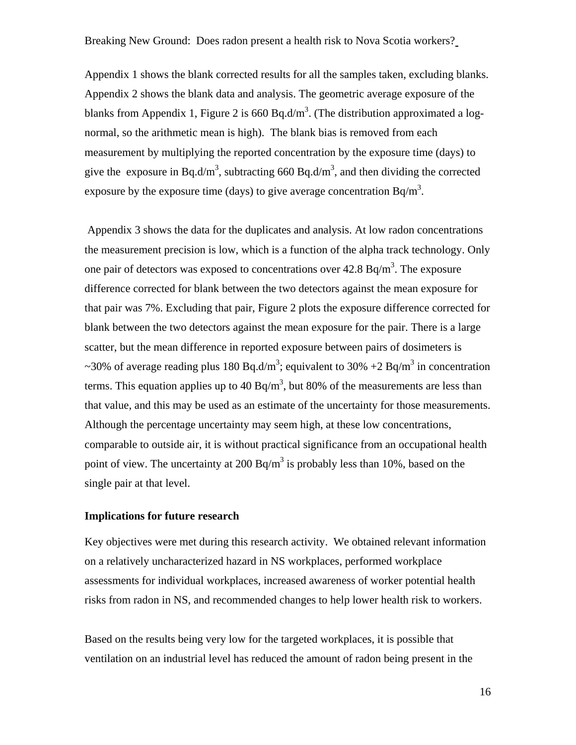Appendix 1 shows the blank corrected results for all the samples taken, excluding blanks. Appendix 2 shows the blank data and analysis. The geometric average exposure of the blanks from Appendix 1, Figure 2 is 660 Bq.d/m$^3$. (The distribution approximated a log-normal, so the arithmetic mean is high). The blank bias is removed from each measurement by multiplying the reported concentration by the exposure time (days) to give the exposure in Bq.d/m$^3$, subtracting 660 Bq.d/m$^3$, and then dividing the corrected exposure by the exposure time (days) to give average concentration Bq/m$^3$.

Appendix 3 shows the data for the duplicates and analysis. At low radon concentrations the measurement precision is low, which is a function of the alpha track technology. Only one pair of detectors was exposed to concentrations over 42.8 Bq/m$^3$. The exposure difference corrected for blank between the two detectors against the mean exposure for that pair was 7%. Excluding that pair, Figure 2 plots the exposure difference corrected for blank between the two detectors against the mean exposure for the pair. There is a large scatter, but the mean difference in reported exposure between pairs of dosimeters is ~30% of average reading plus 180 Bq.d/m$^3$; equivalent to 30% +2 Bq/m$^3$ in concentration terms. This equation applies up to 40 Bq/m$^3$, but 80% of the measurements are less than that value, and this may be used as an estimate of the uncertainty for those measurements. Although the percentage uncertainty may seem high, at these low concentrations, comparable to outside air, it is without practical significance from an occupational health point of view. The uncertainty at 200 Bq/m$^3$ is probably less than 10%, based on the single pair at that level.

**Implications for future research**

Key objectives were met during this research activity. We obtained relevant information on a relatively uncharacterized hazard in NS workplaces, performed workplace assessments for individual workplaces, increased awareness of worker potential health risks from radon in NS, and recommended changes to help lower health risk to workers.

Based on the results being very low for the targeted workplaces, it is possible that ventilation on an industrial level has reduced the amount of radon being present in the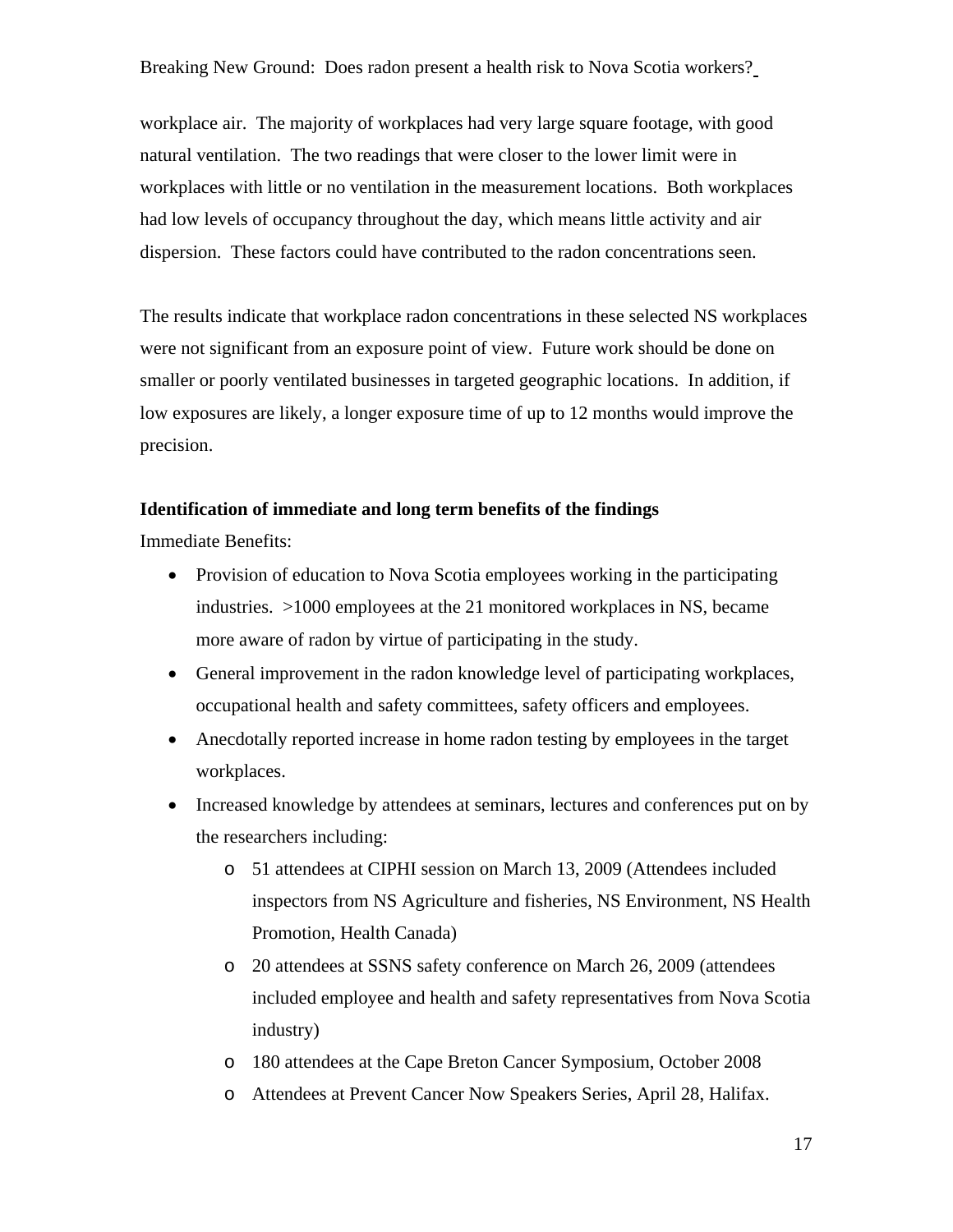workplace air. The majority of workplaces had very large square footage, with good natural ventilation. The two readings that were closer to the lower limit were in workplaces with little or no ventilation in the measurement locations. Both workplaces had low levels of occupancy throughout the day, which means little activity and air dispersion. These factors could have contributed to the radon concentrations seen.

The results indicate that workplace radon concentrations in these selected NS workplaces were not significant from an exposure point of view. Future work should be done on smaller or poorly ventilated businesses in targeted geographic locations. In addition, if low exposures are likely, a longer exposure time of up to 12 months would improve the precision.

**Identification of immediate and long term benefits of the findings**

Immediate Benefits:

- Provision of education to Nova Scotia employees working in the participating industries. >1000 employees at the 21 monitored workplaces in NS, became more aware of radon by virtue of participating in the study.
- General improvement in the radon knowledge level of participating workplaces, occupational health and safety committees, safety officers and employees.
- Anecdotally reported increase in home radon testing by employees in the target workplaces.
- Increased knowledge by attendees at seminars, lectures and conferences put on by the researchers including:
  - 51 attendees at CIPHI session on March 13, 2009 (Attendees included inspectors from NS Agriculture and fisheries, NS Environment, NS Health Promotion, Health Canada)
  - 20 attendees at SSNS safety conference on March 26, 2009 (attendees included employee and health and safety representatives from Nova Scotia industry)
  - 180 attendees at the Cape Breton Cancer Symposium, October 2008
  - Attendees at Prevent Cancer Now Speakers Series, April 28, Halifax.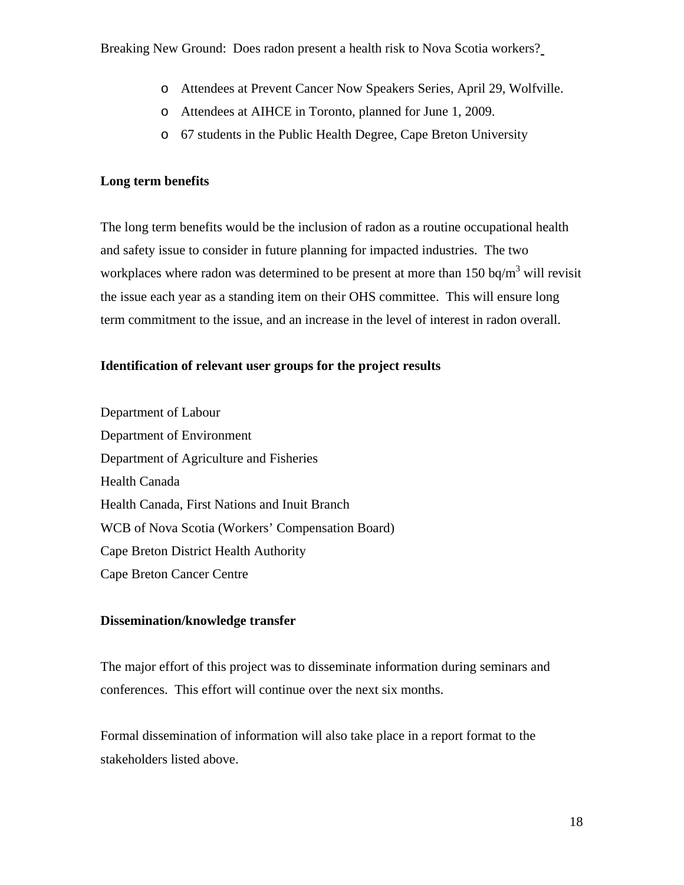- Attendees at Prevent Cancer Now Speakers Series, April 29, Wolfville.
- Attendees at AIHCE in Toronto, planned for June 1, 2009.
- 67 students in the Public Health Degree, Cape Breton University

**Long term benefits**

The long term benefits would be the inclusion of radon as a routine occupational health and safety issue to consider in future planning for impacted industries. The two workplaces where radon was determined to be present at more than 150 bq/$m^3$ will revisit the issue each year as a standing item on their OHS committee. This will ensure long term commitment to the issue, and an increase in the level of interest in radon overall.

**Identification of relevant user groups for the project results**

Department of Labour
Department of Environment
Department of Agriculture and Fisheries
Health Canada
Health Canada, First Nations and Inuit Branch
WCB of Nova Scotia (Workers' Compensation Board)
Cape Breton District Health Authority
Cape Breton Cancer Centre

**Dissemination/knowledge transfer**

The major effort of this project was to disseminate information during seminars and conferences. This effort will continue over the next six months.

Formal dissemination of information will also take place in a report format to the stakeholders listed above.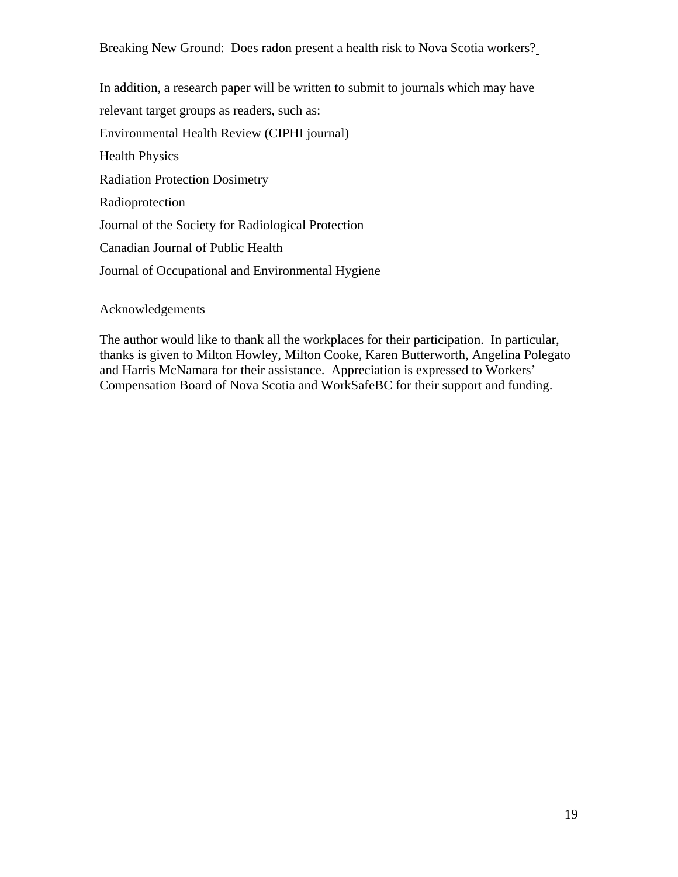In addition, a research paper will be written to submit to journals which may have relevant target groups as readers, such as:

Environmental Health Review (CIPHI journal)

Health Physics

Radiation Protection Dosimetry

Radioprotection

Journal of the Society for Radiological Protection

Canadian Journal of Public Health

Journal of Occupational and Environmental Hygiene

## Acknowledgements

The author would like to thank all the workplaces for their participation. In particular, thanks is given to Milton Howley, Milton Cooke, Karen Butterworth, Angelina Polegato and Harris McNamara for their assistance. Appreciation is expressed to Workers' Compensation Board of Nova Scotia and WorkSafeBC for their support and funding.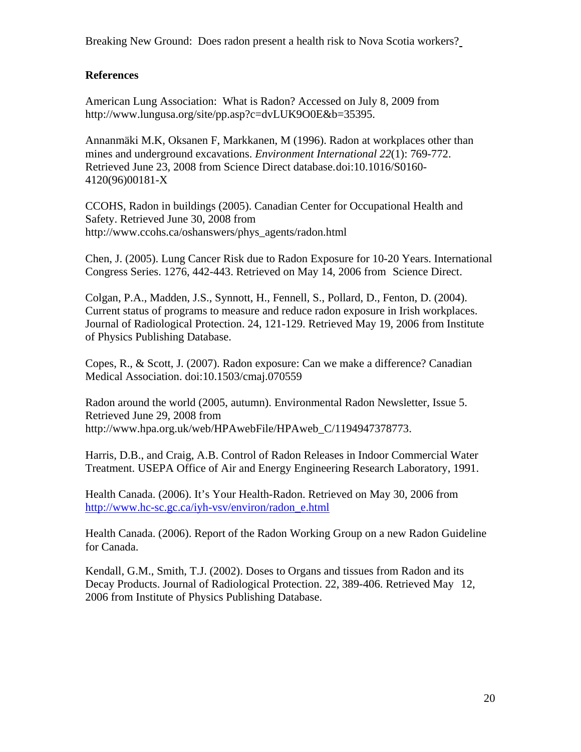## References

American Lung Association: What is Radon? Accessed on July 8, 2009 from http://www.lungusa.org/site/pp.asp?c=dvLUK9O0E&b=35395.

Annanmäki M.K, Oksanen F, Markkanen, M (1996). Radon at workplaces other than mines and underground excavations. *Environment International 22*(1): 769-772. Retrieved June 23, 2008 from Science Direct database.doi:10.1016/S0160-4120(96)00181-X

CCOHS, Radon in buildings (2005). Canadian Center for Occupational Health and Safety. Retrieved June 30, 2008 from http://www.ccohs.ca/oshanswers/phys_agents/radon.html

Chen, J. (2005). Lung Cancer Risk due to Radon Exposure for 10-20 Years. International Congress Series. 1276, 442-443. Retrieved on May 14, 2006 from Science Direct.

Colgan, P.A., Madden, J.S., Synnott, H., Fennell, S., Pollard, D., Fenton, D. (2004). Current status of programs to measure and reduce radon exposure in Irish workplaces. Journal of Radiological Protection. 24, 121-129. Retrieved May 19, 2006 from Institute of Physics Publishing Database.

Copes, R., & Scott, J. (2007). Radon exposure: Can we make a difference? Canadian Medical Association. doi:10.1503/cmaj.070559

Radon around the world (2005, autumn). Environmental Radon Newsletter, Issue 5. Retrieved June 29, 2008 from http://www.hpa.org.uk/web/HPAwebFile/HPAweb_C/1194947378773.

Harris, D.B., and Craig, A.B. Control of Radon Releases in Indoor Commercial Water Treatment. USEPA Office of Air and Energy Engineering Research Laboratory, 1991.

Health Canada. (2006). It's Your Health-Radon. Retrieved on May 30, 2006 from http://www.hc-sc.gc.ca/iyh-vsv/environ/radon_e.html

Health Canada. (2006). Report of the Radon Working Group on a new Radon Guideline for Canada.

Kendall, G.M., Smith, T.J. (2002). Doses to Organs and tissues from Radon and its Decay Products. Journal of Radiological Protection. 22, 389-406. Retrieved May 12, 2006 from Institute of Physics Publishing Database.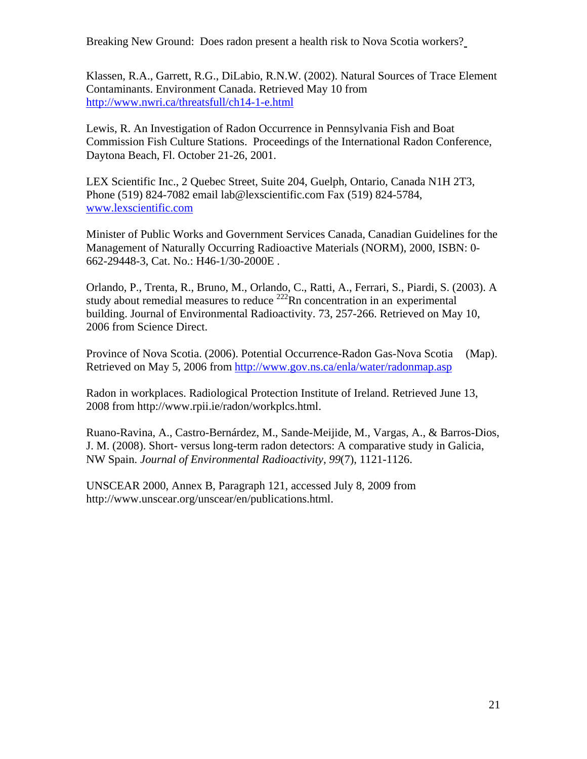Klassen, R.A., Garrett, R.G., DiLabio, R.N.W. (2002). Natural Sources of Trace Element Contaminants. Environment Canada. Retrieved May 10 from http://www.nwri.ca/threatsfull/ch14-1-e.html

Lewis, R. An Investigation of Radon Occurrence in Pennsylvania Fish and Boat Commission Fish Culture Stations. Proceedings of the International Radon Conference, Daytona Beach, Fl. October 21-26, 2001.

LEX Scientific Inc., 2 Quebec Street, Suite 204, Guelph, Ontario, Canada N1H 2T3, Phone (519) 824-7082 email lab@lexscientific.com Fax (519) 824-5784, www.lexscientific.com

Minister of Public Works and Government Services Canada, Canadian Guidelines for the Management of Naturally Occurring Radioactive Materials (NORM), 2000, ISBN: 0-662-29448-3, Cat. No.: H46-1/30-2000E .

Orlando, P., Trenta, R., Bruno, M., Orlando, C., Ratti, A., Ferrari, S., Piardi, S. (2003). A study about remedial measures to reduce $^{222}$Rn concentration in an experimental building. Journal of Environmental Radioactivity. 73, 257-266. Retrieved on May 10, 2006 from Science Direct.

Province of Nova Scotia. (2006). Potential Occurrence-Radon Gas-Nova Scotia (Map). Retrieved on May 5, 2006 from http://www.gov.ns.ca/enla/water/radonmap.asp

Radon in workplaces. Radiological Protection Institute of Ireland. Retrieved June 13, 2008 from http://www.rpii.ie/radon/workplcs.html.

Ruano-Ravina, A., Castro-Bernárdez, M., Sande-Meijide, M., Vargas, A., & Barros-Dios, J. M. (2008). Short- versus long-term radon detectors: A comparative study in Galicia, NW Spain. *Journal of Environmental Radioactivity*, *99*(7), 1121-1126.

UNSCEAR 2000, Annex B, Paragraph 121, accessed July 8, 2009 from http://www.unscear.org/unscear/en/publications.html.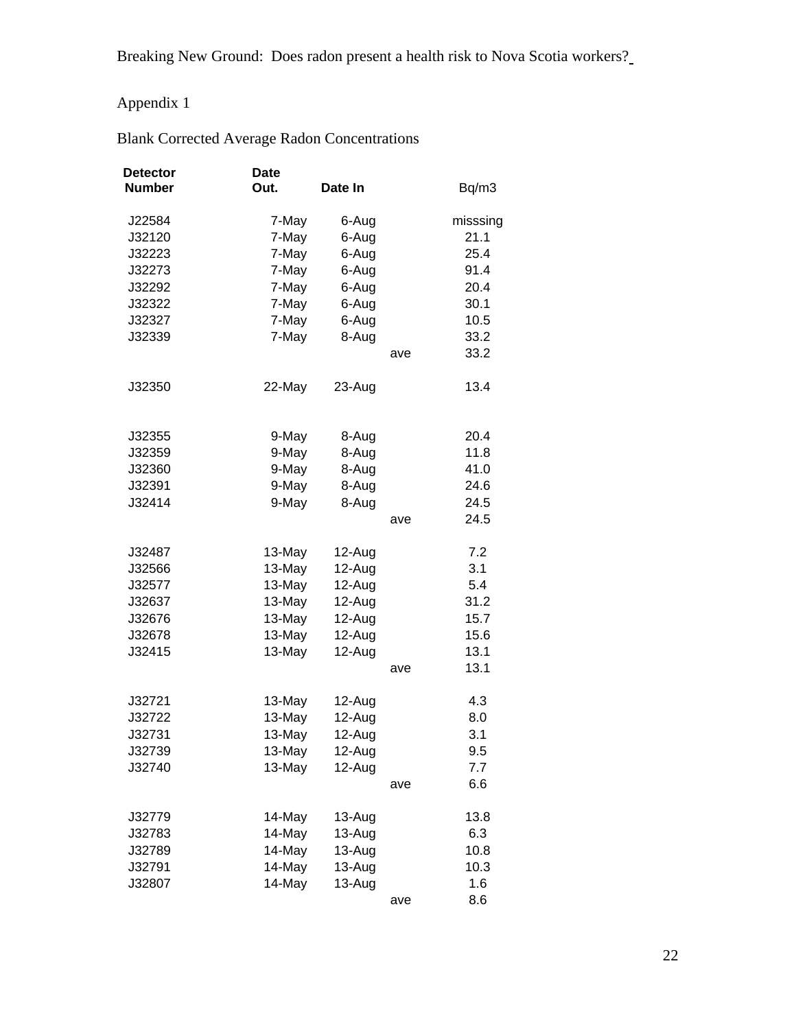Appendix 1

Blank Corrected Average Radon Concentrations

| Detector Number | Date Out. | Date In | | Bq/m3 |
|---|---|---|---|---|
| J22584 | 7-May | 6-Aug | | misssing |
| J32120 | 7-May | 6-Aug | | 21.1 |
| J32223 | 7-May | 6-Aug | | 25.4 |
| J32273 | 7-May | 6-Aug | | 91.4 |
| J32292 | 7-May | 6-Aug | | 20.4 |
| J32322 | 7-May | 6-Aug | | 30.1 |
| J32327 | 7-May | 6-Aug | | 10.5 |
| J32339 | 7-May | 8-Aug | | 33.2 |
| | | | ave | 33.2 |
| | | | | |
| J32350 | 22-May | 23-Aug | | 13.4 |
| | | | | |
| J32355 | 9-May | 8-Aug | | 20.4 |
| J32359 | 9-May | 8-Aug | | 11.8 |
| J32360 | 9-May | 8-Aug | | 41.0 |
| J32391 | 9-May | 8-Aug | | 24.6 |
| J32414 | 9-May | 8-Aug | | 24.5 |
| | | | ave | 24.5 |
| | | | | |
| J32487 | 13-May | 12-Aug | | 7.2 |
| J32566 | 13-May | 12-Aug | | 3.1 |
| J32577 | 13-May | 12-Aug | | 5.4 |
| J32637 | 13-May | 12-Aug | | 31.2 |
| J32676 | 13-May | 12-Aug | | 15.7 |
| J32678 | 13-May | 12-Aug | | 15.6 |
| J32415 | 13-May | 12-Aug | | 13.1 |
| | | | ave | 13.1 |
| | | | | |
| J32721 | 13-May | 12-Aug | | 4.3 |
| J32722 | 13-May | 12-Aug | | 8.0 |
| J32731 | 13-May | 12-Aug | | 3.1 |
| J32739 | 13-May | 12-Aug | | 9.5 |
| J32740 | 13-May | 12-Aug | | 7.7 |
| | | | ave | 6.6 |
| | | | | |
| J32779 | 14-May | 13-Aug | | 13.8 |
| J32783 | 14-May | 13-Aug | | 6.3 |
| J32789 | 14-May | 13-Aug | | 10.8 |
| J32791 | 14-May | 13-Aug | | 10.3 |
| J32807 | 14-May | 13-Aug | | 1.6 |
| | | | ave | 8.6 |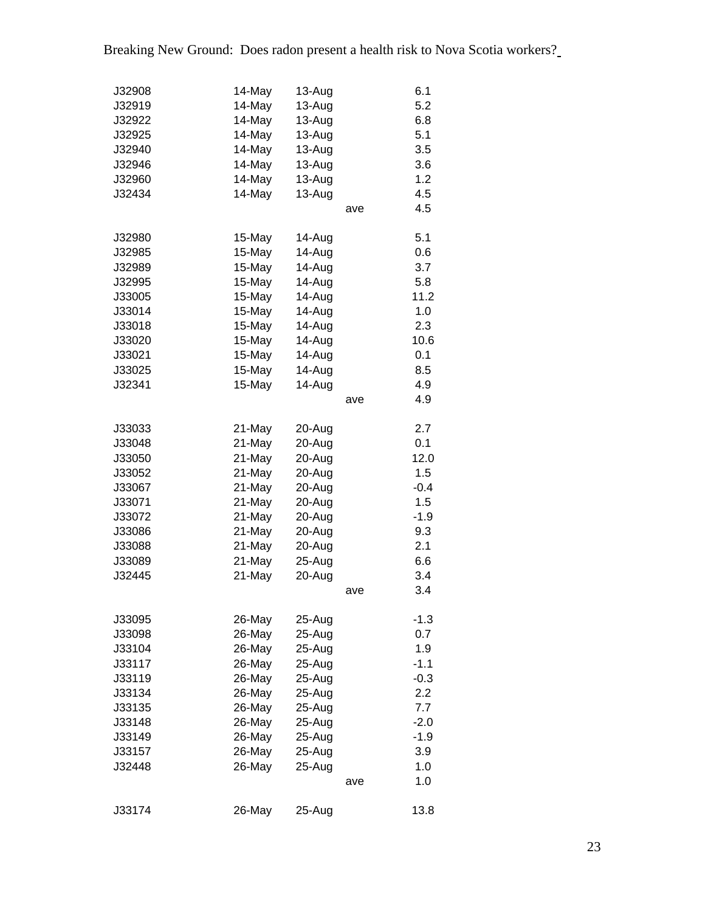| | | | | |
|---|---|---|---|---|
| J32908 | 14-May | 13-Aug | | 6.1 |
| J32919 | 14-May | 13-Aug | | 5.2 |
| J32922 | 14-May | 13-Aug | | 6.8 |
| J32925 | 14-May | 13-Aug | | 5.1 |
| J32940 | 14-May | 13-Aug | | 3.5 |
| J32946 | 14-May | 13-Aug | | 3.6 |
| J32960 | 14-May | 13-Aug | | 1.2 |
| J32434 | 14-May | 13-Aug | | 4.5 |
| | | | ave | 4.5 |
| | | | | |
| J32980 | 15-May | 14-Aug | | 5.1 |
| J32985 | 15-May | 14-Aug | | 0.6 |
| J32989 | 15-May | 14-Aug | | 3.7 |
| J32995 | 15-May | 14-Aug | | 5.8 |
| J33005 | 15-May | 14-Aug | | 11.2 |
| J33014 | 15-May | 14-Aug | | 1.0 |
| J33018 | 15-May | 14-Aug | | 2.3 |
| J33020 | 15-May | 14-Aug | | 10.6 |
| J33021 | 15-May | 14-Aug | | 0.1 |
| J33025 | 15-May | 14-Aug | | 8.5 |
| J32341 | 15-May | 14-Aug | | 4.9 |
| | | | ave | 4.9 |
| | | | | |
| J33033 | 21-May | 20-Aug | | 2.7 |
| J33048 | 21-May | 20-Aug | | 0.1 |
| J33050 | 21-May | 20-Aug | | 12.0 |
| J33052 | 21-May | 20-Aug | | 1.5 |
| J33067 | 21-May | 20-Aug | | -0.4 |
| J33071 | 21-May | 20-Aug | | 1.5 |
| J33072 | 21-May | 20-Aug | | -1.9 |
| J33086 | 21-May | 20-Aug | | 9.3 |
| J33088 | 21-May | 20-Aug | | 2.1 |
| J33089 | 21-May | 25-Aug | | 6.6 |
| J32445 | 21-May | 20-Aug | | 3.4 |
| | | | ave | 3.4 |
| | | | | |
| J33095 | 26-May | 25-Aug | | -1.3 |
| J33098 | 26-May | 25-Aug | | 0.7 |
| J33104 | 26-May | 25-Aug | | 1.9 |
| J33117 | 26-May | 25-Aug | | -1.1 |
| J33119 | 26-May | 25-Aug | | -0.3 |
| J33134 | 26-May | 25-Aug | | 2.2 |
| J33135 | 26-May | 25-Aug | | 7.7 |
| J33148 | 26-May | 25-Aug | | -2.0 |
| J33149 | 26-May | 25-Aug | | -1.9 |
| J33157 | 26-May | 25-Aug | | 3.9 |
| J32448 | 26-May | 25-Aug | | 1.0 |
| | | | ave | 1.0 |
| | | | | |
| J33174 | 26-May | 25-Aug | | 13.8 |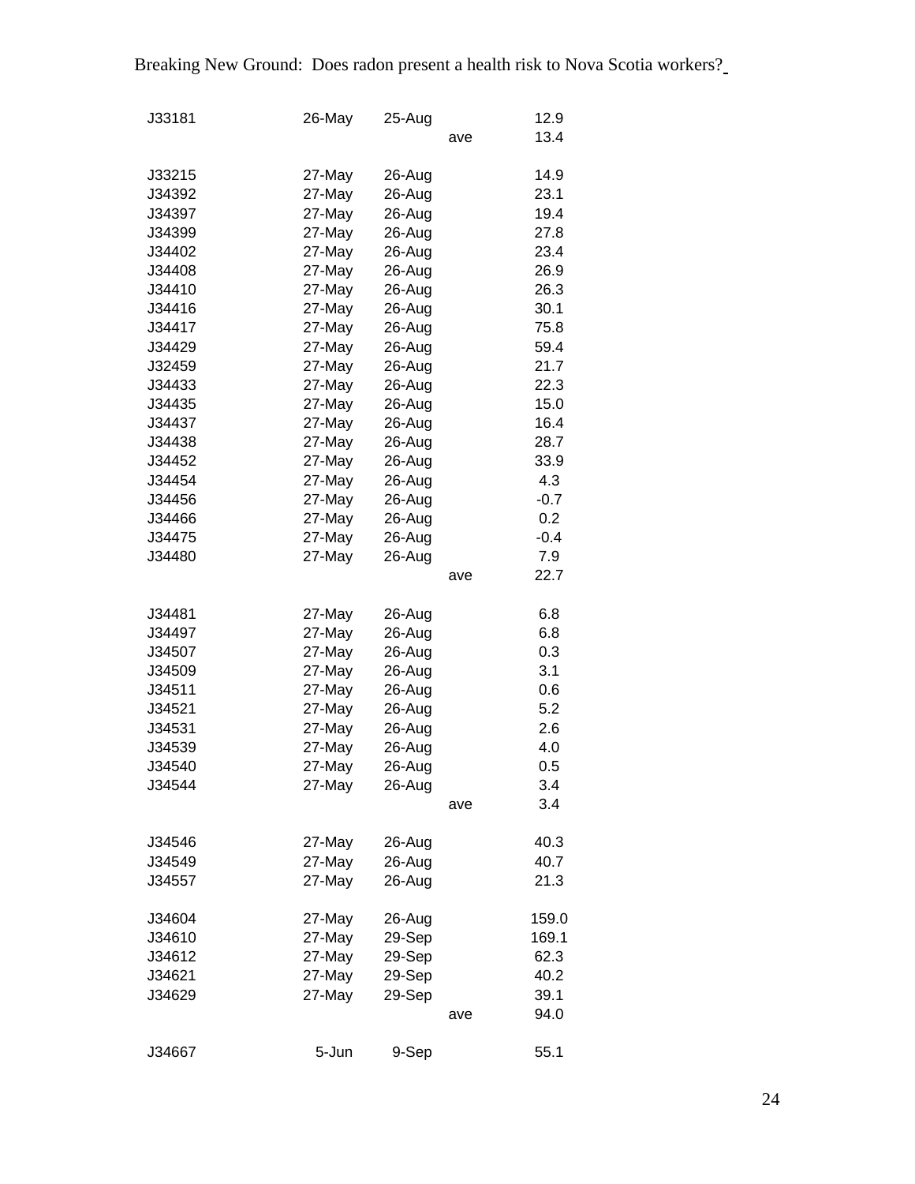| | | | | |
|---|---|---|---|---|
| J33181 | 26-May | 25-Aug | | 12.9 |
| | | | ave | 13.4 |
| | | | | |
| J33215 | 27-May | 26-Aug | | 14.9 |
| J34392 | 27-May | 26-Aug | | 23.1 |
| J34397 | 27-May | 26-Aug | | 19.4 |
| J34399 | 27-May | 26-Aug | | 27.8 |
| J34402 | 27-May | 26-Aug | | 23.4 |
| J34408 | 27-May | 26-Aug | | 26.9 |
| J34410 | 27-May | 26-Aug | | 26.3 |
| J34416 | 27-May | 26-Aug | | 30.1 |
| J34417 | 27-May | 26-Aug | | 75.8 |
| J34429 | 27-May | 26-Aug | | 59.4 |
| J32459 | 27-May | 26-Aug | | 21.7 |
| J34433 | 27-May | 26-Aug | | 22.3 |
| J34435 | 27-May | 26-Aug | | 15.0 |
| J34437 | 27-May | 26-Aug | | 16.4 |
| J34438 | 27-May | 26-Aug | | 28.7 |
| J34452 | 27-May | 26-Aug | | 33.9 |
| J34454 | 27-May | 26-Aug | | 4.3 |
| J34456 | 27-May | 26-Aug | | -0.7 |
| J34466 | 27-May | 26-Aug | | 0.2 |
| J34475 | 27-May | 26-Aug | | -0.4 |
| J34480 | 27-May | 26-Aug | | 7.9 |
| | | | ave | 22.7 |
| | | | | |
| J34481 | 27-May | 26-Aug | | 6.8 |
| J34497 | 27-May | 26-Aug | | 6.8 |
| J34507 | 27-May | 26-Aug | | 0.3 |
| J34509 | 27-May | 26-Aug | | 3.1 |
| J34511 | 27-May | 26-Aug | | 0.6 |
| J34521 | 27-May | 26-Aug | | 5.2 |
| J34531 | 27-May | 26-Aug | | 2.6 |
| J34539 | 27-May | 26-Aug | | 4.0 |
| J34540 | 27-May | 26-Aug | | 0.5 |
| J34544 | 27-May | 26-Aug | | 3.4 |
| | | | ave | 3.4 |
| | | | | |
| J34546 | 27-May | 26-Aug | | 40.3 |
| J34549 | 27-May | 26-Aug | | 40.7 |
| J34557 | 27-May | 26-Aug | | 21.3 |
| | | | | |
| J34604 | 27-May | 26-Aug | | 159.0 |
| J34610 | 27-May | 29-Sep | | 169.1 |
| J34612 | 27-May | 29-Sep | | 62.3 |
| J34621 | 27-May | 29-Sep | | 40.2 |
| J34629 | 27-May | 29-Sep | | 39.1 |
| | | | ave | 94.0 |
| | | | | |
| J34667 | 5-Jun | 9-Sep | | 55.1 |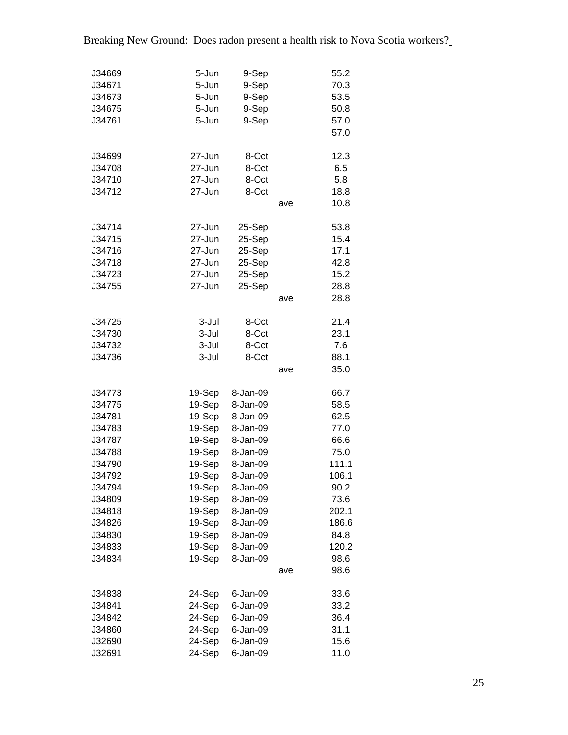| | | | | |
|---|---|---|---|---|
| J34669 | 5-Jun | 9-Sep | | 55.2 |
| J34671 | 5-Jun | 9-Sep | | 70.3 |
| J34673 | 5-Jun | 9-Sep | | 53.5 |
| J34675 | 5-Jun | 9-Sep | | 50.8 |
| J34761 | 5-Jun | 9-Sep | | 57.0 |
| | | | | 57.0 |
| | | | | |
| J34699 | 27-Jun | 8-Oct | | 12.3 |
| J34708 | 27-Jun | 8-Oct | | 6.5 |
| J34710 | 27-Jun | 8-Oct | | 5.8 |
| J34712 | 27-Jun | 8-Oct | | 18.8 |
| | | | ave | 10.8 |
| | | | | |
| J34714 | 27-Jun | 25-Sep | | 53.8 |
| J34715 | 27-Jun | 25-Sep | | 15.4 |
| J34716 | 27-Jun | 25-Sep | | 17.1 |
| J34718 | 27-Jun | 25-Sep | | 42.8 |
| J34723 | 27-Jun | 25-Sep | | 15.2 |
| J34755 | 27-Jun | 25-Sep | | 28.8 |
| | | | ave | 28.8 |
| | | | | |
| J34725 | 3-Jul | 8-Oct | | 21.4 |
| J34730 | 3-Jul | 8-Oct | | 23.1 |
| J34732 | 3-Jul | 8-Oct | | 7.6 |
| J34736 | 3-Jul | 8-Oct | | 88.1 |
| | | | ave | 35.0 |
| | | | | |
| J34773 | 19-Sep | 8-Jan-09 | | 66.7 |
| J34775 | 19-Sep | 8-Jan-09 | | 58.5 |
| J34781 | 19-Sep | 8-Jan-09 | | 62.5 |
| J34783 | 19-Sep | 8-Jan-09 | | 77.0 |
| J34787 | 19-Sep | 8-Jan-09 | | 66.6 |
| J34788 | 19-Sep | 8-Jan-09 | | 75.0 |
| J34790 | 19-Sep | 8-Jan-09 | | 111.1 |
| J34792 | 19-Sep | 8-Jan-09 | | 106.1 |
| J34794 | 19-Sep | 8-Jan-09 | | 90.2 |
| J34809 | 19-Sep | 8-Jan-09 | | 73.6 |
| J34818 | 19-Sep | 8-Jan-09 | | 202.1 |
| J34826 | 19-Sep | 8-Jan-09 | | 186.6 |
| J34830 | 19-Sep | 8-Jan-09 | | 84.8 |
| J34833 | 19-Sep | 8-Jan-09 | | 120.2 |
| J34834 | 19-Sep | 8-Jan-09 | | 98.6 |
| | | | ave | 98.6 |
| | | | | |
| J34838 | 24-Sep | 6-Jan-09 | | 33.6 |
| J34841 | 24-Sep | 6-Jan-09 | | 33.2 |
| J34842 | 24-Sep | 6-Jan-09 | | 36.4 |
| J34860 | 24-Sep | 6-Jan-09 | | 31.1 |
| J32690 | 24-Sep | 6-Jan-09 | | 15.6 |
| J32691 | 24-Sep | 6-Jan-09 | | 11.0 |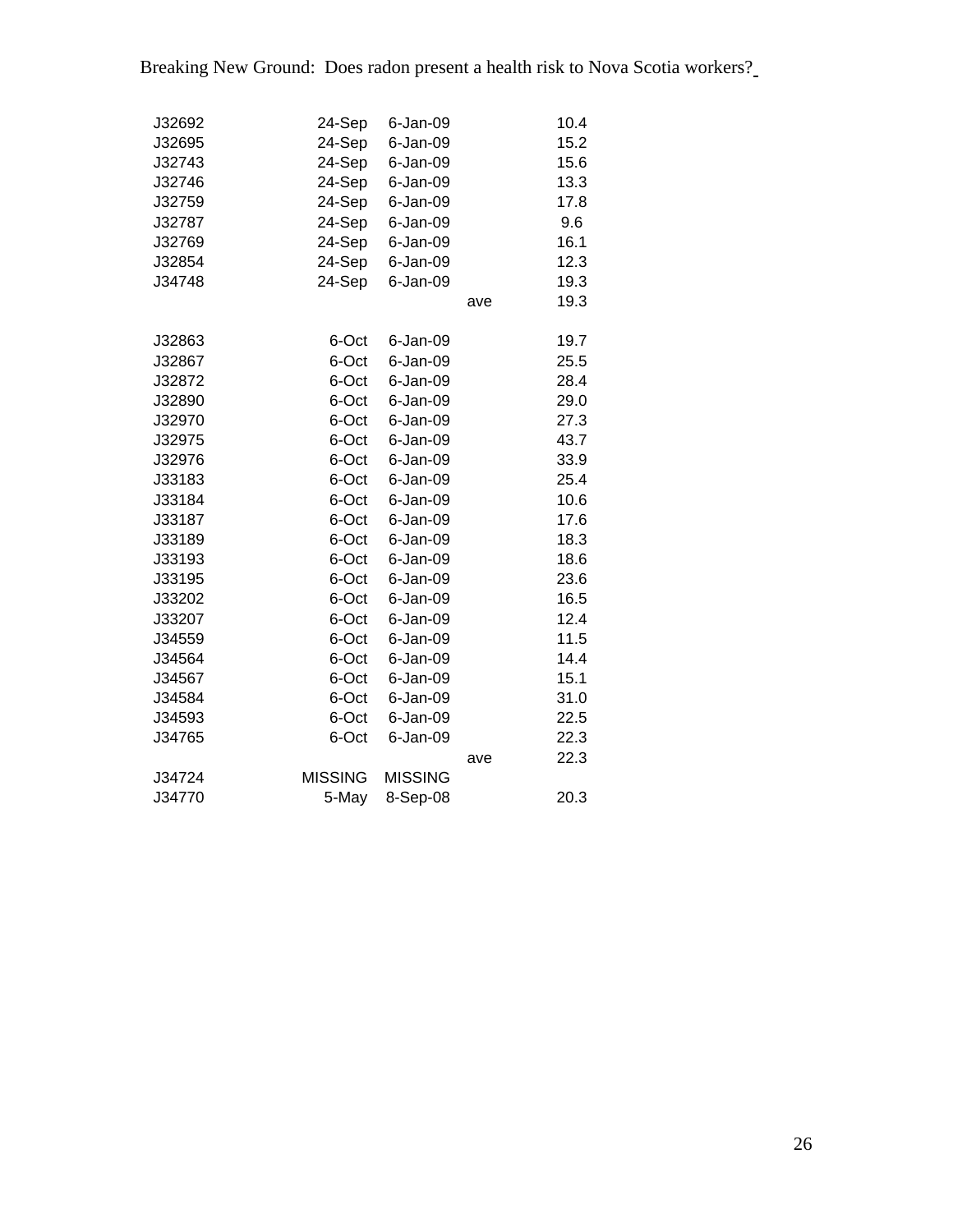| | | | | |
|---|---|---|---|---|
| J32692 | 24-Sep | 6-Jan-09 | | 10.4 |
| J32695 | 24-Sep | 6-Jan-09 | | 15.2 |
| J32743 | 24-Sep | 6-Jan-09 | | 15.6 |
| J32746 | 24-Sep | 6-Jan-09 | | 13.3 |
| J32759 | 24-Sep | 6-Jan-09 | | 17.8 |
| J32787 | 24-Sep | 6-Jan-09 | | 9.6 |
| J32769 | 24-Sep | 6-Jan-09 | | 16.1 |
| J32854 | 24-Sep | 6-Jan-09 | | 12.3 |
| J34748 | 24-Sep | 6-Jan-09 | | 19.3 |
| | | | ave | 19.3 |
| | | | | |
| J32863 | 6-Oct | 6-Jan-09 | | 19.7 |
| J32867 | 6-Oct | 6-Jan-09 | | 25.5 |
| J32872 | 6-Oct | 6-Jan-09 | | 28.4 |
| J32890 | 6-Oct | 6-Jan-09 | | 29.0 |
| J32970 | 6-Oct | 6-Jan-09 | | 27.3 |
| J32975 | 6-Oct | 6-Jan-09 | | 43.7 |
| J32976 | 6-Oct | 6-Jan-09 | | 33.9 |
| J33183 | 6-Oct | 6-Jan-09 | | 25.4 |
| J33184 | 6-Oct | 6-Jan-09 | | 10.6 |
| J33187 | 6-Oct | 6-Jan-09 | | 17.6 |
| J33189 | 6-Oct | 6-Jan-09 | | 18.3 |
| J33193 | 6-Oct | 6-Jan-09 | | 18.6 |
| J33195 | 6-Oct | 6-Jan-09 | | 23.6 |
| J33202 | 6-Oct | 6-Jan-09 | | 16.5 |
| J33207 | 6-Oct | 6-Jan-09 | | 12.4 |
| J34559 | 6-Oct | 6-Jan-09 | | 11.5 |
| J34564 | 6-Oct | 6-Jan-09 | | 14.4 |
| J34567 | 6-Oct | 6-Jan-09 | | 15.1 |
| J34584 | 6-Oct | 6-Jan-09 | | 31.0 |
| J34593 | 6-Oct | 6-Jan-09 | | 22.5 |
| J34765 | 6-Oct | 6-Jan-09 | | 22.3 |
| | | | ave | 22.3 |
| J34724 | MISSING | MISSING | | |
| J34770 | 5-May | 8-Sep-08 | | 20.3 |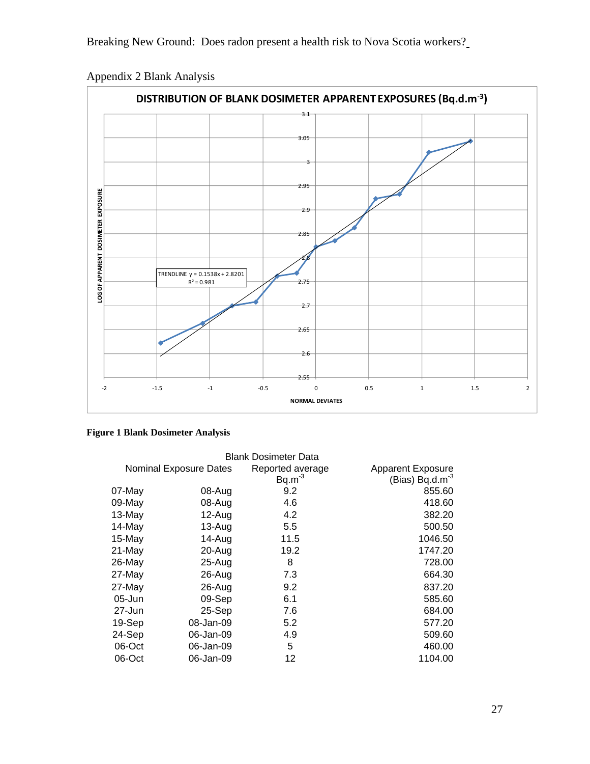## Appendix 2 Blank Analysis

**DISTRIBUTION OF BLANK DOSIMETER APPARENT EXPOSURES (Bq.d.m$^{-3}$)**

TRENDLINE $y = 0.1538x + 2.8201$
$R^2 = 0.981$

LOG OF APPARENT DOSIMETER EXPOSURE

NORMAL DEVIATES

**Figure 1 Blank Dosimeter Analysis**

| Blank Dosimeter Data | | | |
|---|---|---|---|
| Nominal Exposure Dates | | Reported average Bq.m$^{-3}$ | Apparent Exposure (Bias) Bq.d.m$^{-3}$ |
| 07-May | 08-Aug | 9.2 | 855.60 |
| 09-May | 08-Aug | 4.6 | 418.60 |
| 13-May | 12-Aug | 4.2 | 382.20 |
| 14-May | 13-Aug | 5.5 | 500.50 |
| 15-May | 14-Aug | 11.5 | 1046.50 |
| 21-May | 20-Aug | 19.2 | 1747.20 |
| 26-May | 25-Aug | 8 | 728.00 |
| 27-May | 26-Aug | 7.3 | 664.30 |
| 27-May | 26-Aug | 9.2 | 837.20 |
| 05-Jun | 09-Sep | 6.1 | 585.60 |
| 27-Jun | 25-Sep | 7.6 | 684.00 |
| 19-Sep | 08-Jan-09 | 5.2 | 577.20 |
| 24-Sep | 06-Jan-09 | 4.9 | 509.60 |
| 06-Oct | 06-Jan-09 | 5 | 460.00 |
| 06-Oct | 06-Jan-09 | 12 | 1104.00 |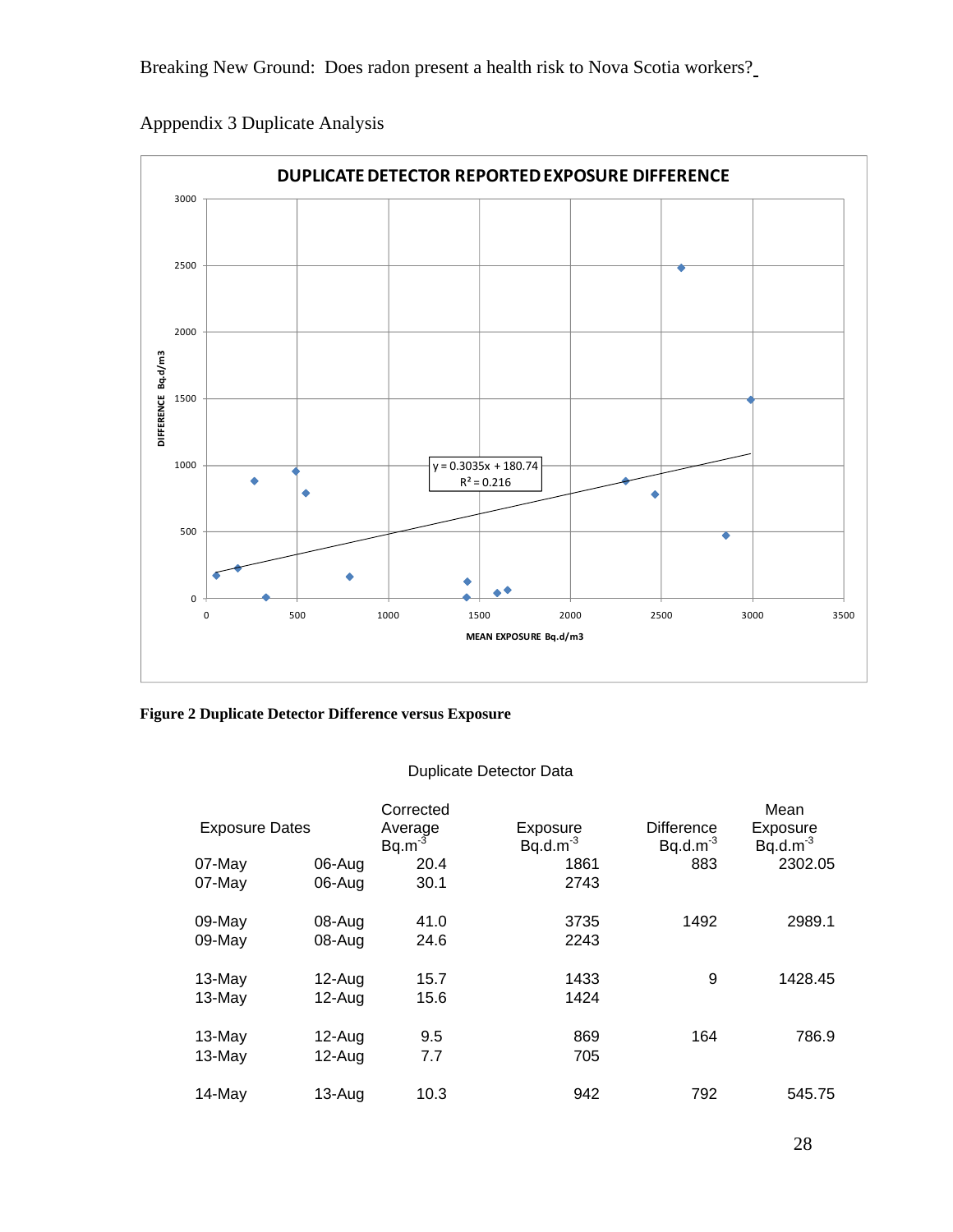Apppendix 3 Duplicate Analysis

**Figure 2 Duplicate Detector Difference versus Exposure**

Duplicate Detector Data

| Exposure Dates | | Corrected Average $Bq.m^{-3}$ | Exposure $Bq.d.m^{-3}$ | Difference $Bq.d.m^{-3}$ | Mean Exposure $Bq.d.m^{-3}$ |
|---|---|---|---|---|---|
| 07-May | 06-Aug | 20.4 | 1861 | 883 | 2302.05 |
| 07-May | 06-Aug | 30.1 | 2743 | | |
| 09-May | 08-Aug | 41.0 | 3735 | 1492 | 2989.1 |
| 09-May | 08-Aug | 24.6 | 2243 | | |
| 13-May | 12-Aug | 15.7 | 1433 | 9 | 1428.45 |
| 13-May | 12-Aug | 15.6 | 1424 | | |
| 13-May | 12-Aug | 9.5 | 869 | 164 | 786.9 |
| 13-May | 12-Aug | 7.7 | 705 | | |
| 14-May | 13-Aug | 10.3 | 942 | 792 | 545.75 |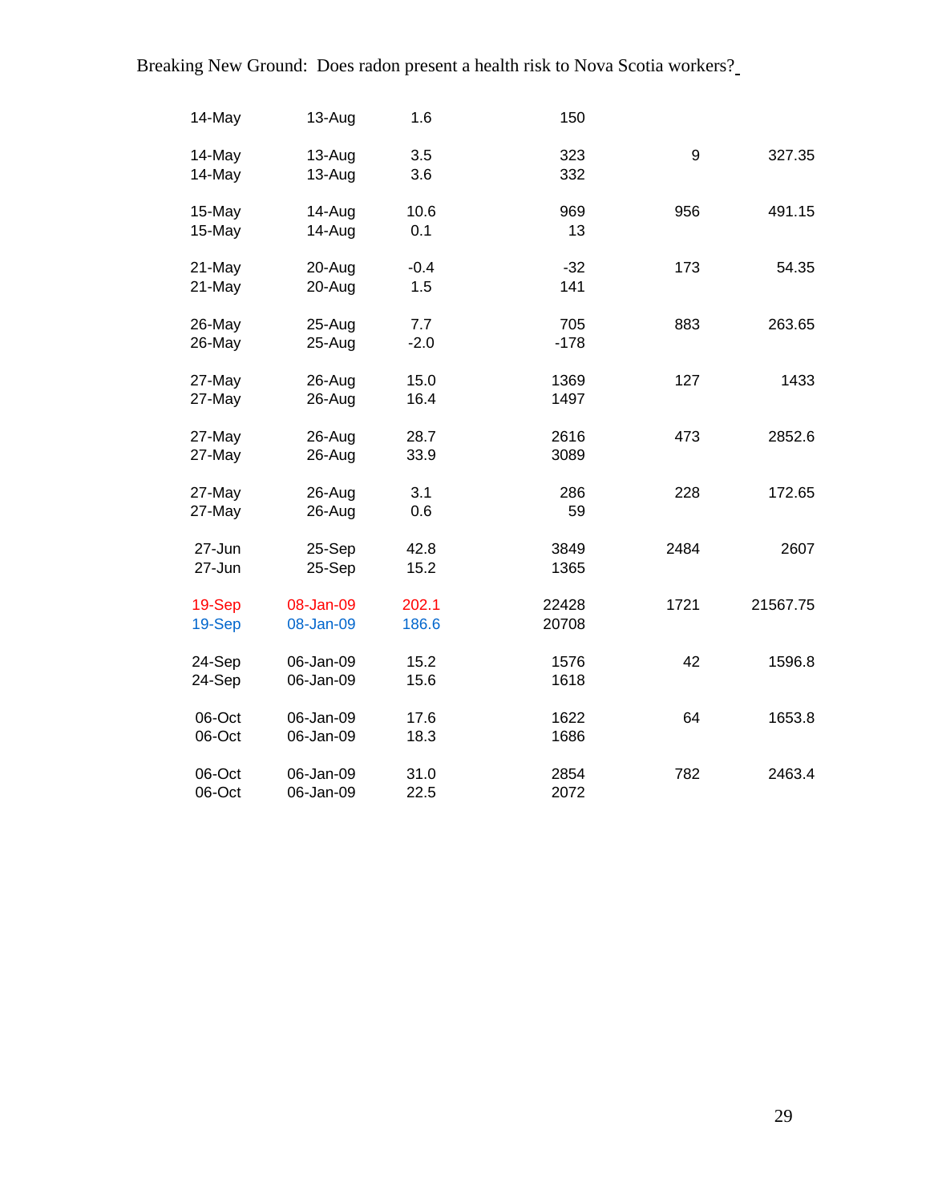| | | | | | |
|---|---|---|---|---|---|
| 14-May | 13-Aug | 1.6 | 150 | | |
| 14-May | 13-Aug | 3.5 | 323 | 9 | 327.35 |
| 14-May | 13-Aug | 3.6 | 332 | | |
| 15-May | 14-Aug | 10.6 | 969 | 956 | 491.15 |
| 15-May | 14-Aug | 0.1 | 13 | | |
| 21-May | 20-Aug | -0.4 | -32 | 173 | 54.35 |
| 21-May | 20-Aug | 1.5 | 141 | | |
| 26-May | 25-Aug | 7.7 | 705 | 883 | 263.65 |
| 26-May | 25-Aug | -2.0 | -178 | | |
| 27-May | 26-Aug | 15.0 | 1369 | 127 | 1433 |
| 27-May | 26-Aug | 16.4 | 1497 | | |
| 27-May | 26-Aug | 28.7 | 2616 | 473 | 2852.6 |
| 27-May | 26-Aug | 33.9 | 3089 | | |
| 27-May | 26-Aug | 3.1 | 286 | 228 | 172.65 |
| 27-May | 26-Aug | 0.6 | 59 | | |
| 27-Jun | 25-Sep | 42.8 | 3849 | 2484 | 2607 |
| 27-Jun | 25-Sep | 15.2 | 1365 | | |
| 19-Sep | 08-Jan-09 | 202.1 | 22428 | 1721 | 21567.75 |
| 19-Sep | 08-Jan-09 | 186.6 | 20708 | | |
| 24-Sep | 06-Jan-09 | 15.2 | 1576 | 42 | 1596.8 |
| 24-Sep | 06-Jan-09 | 15.6 | 1618 | | |
| 06-Oct | 06-Jan-09 | 17.6 | 1622 | 64 | 1653.8 |
| 06-Oct | 06-Jan-09 | 18.3 | 1686 | | |
| 06-Oct | 06-Jan-09 | 31.0 | 2854 | 782 | 2463.4 |
| 06-Oct | 06-Jan-09 | 22.5 | 2072 | | |